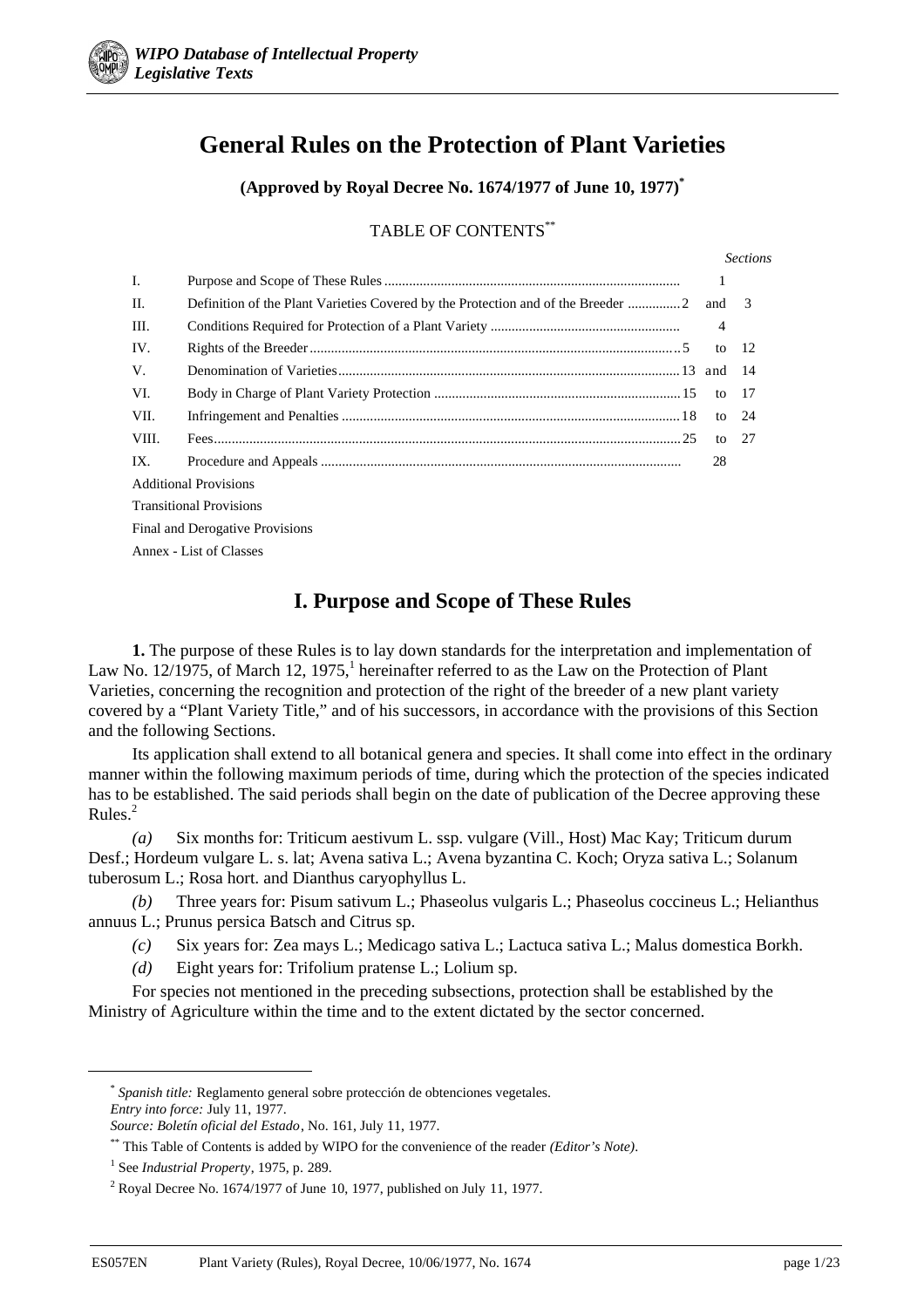# General Rules on the Protection of Plant Varieties

**(Approved by Royal Decree No. 1674/1977 of June 10, 1977)**[*]

TABLE OF CONTENTS[**]

| | | *Sections* |
|---|---|---|
| I. | Purpose and Scope of These Rules | 1 |
| II. | Definition of the Plant Varieties Covered by the Protection and of the Breeder | 2 and 3 |
| III. | Conditions Required for Protection of a Plant Variety | 4 |
| IV. | Rights of the Breeder | 5 to 12 |
| V. | Denomination of Varieties | 13 and 14 |
| VI. | Body in Charge of Plant Variety Protection | 15 to 17 |
| VII. | Infringement and Penalties | 18 to 24 |
| VIII. | Fees | 25 to 27 |
| IX. | Procedure and Appeals | 28 |
| Additional Provisions | | |
| Transitional Provisions | | |
| Final and Derogative Provisions | | |
| Annex - List of Classes | | |

## I. Purpose and Scope of These Rules

**1.** The purpose of these Rules is to lay down standards for the interpretation and implementation of Law No. 12/1975, of March 12, 1975,[1] hereinafter referred to as the Law on the Protection of Plant Varieties, concerning the recognition and protection of the right of the breeder of a new plant variety covered by a "Plant Variety Title," and of his successors, in accordance with the provisions of this Section and the following Sections.

Its application shall extend to all botanical genera and species. It shall come into effect in the ordinary manner within the following maximum periods of time, during which the protection of the species indicated has to be established. The said periods shall begin on the date of publication of the Decree approving these Rules.[2]

*(a)* Six months for: Triticum aestivum L. ssp. vulgare (Vill., Host) Mac Kay; Triticum durum Desf.; Hordeum vulgare L. s. lat; Avena sativa L.; Avena byzantina C. Koch; Oryza sativa L.; Solanum tuberosum L.; Rosa hort. and Dianthus caryophyllus L.

*(b)* Three years for: Pisum sativum L.; Phaseolus vulgaris L.; Phaseolus coccineus L.; Helianthus annuus L.; Prunus persica Batsch and Citrus sp.

*(c)* Six years for: Zea mays L.; Medicago sativa L.; Lactuca sativa L.; Malus domestica Borkh.

*(d)* Eight years for: Trifolium pratense L.; Lolium sp.

For species not mentioned in the preceding subsections, protection shall be established by the Ministry of Agriculture within the time and to the extent dictated by the sector concerned.

---

[*] *Spanish title:* Reglamento general sobre protección de obtenciones vegetales.
*Entry into force:* July 11, 1977.
*Source: Boletín oficial del Estado*, No. 161, July 11, 1977.

[**] This Table of Contents is added by WIPO for the convenience of the reader *(Editor's Note)*.

[1] See *Industrial Property*, 1975, p. 289.

[2] Royal Decree No. 1674/1977 of June 10, 1977, published on July 11, 1977.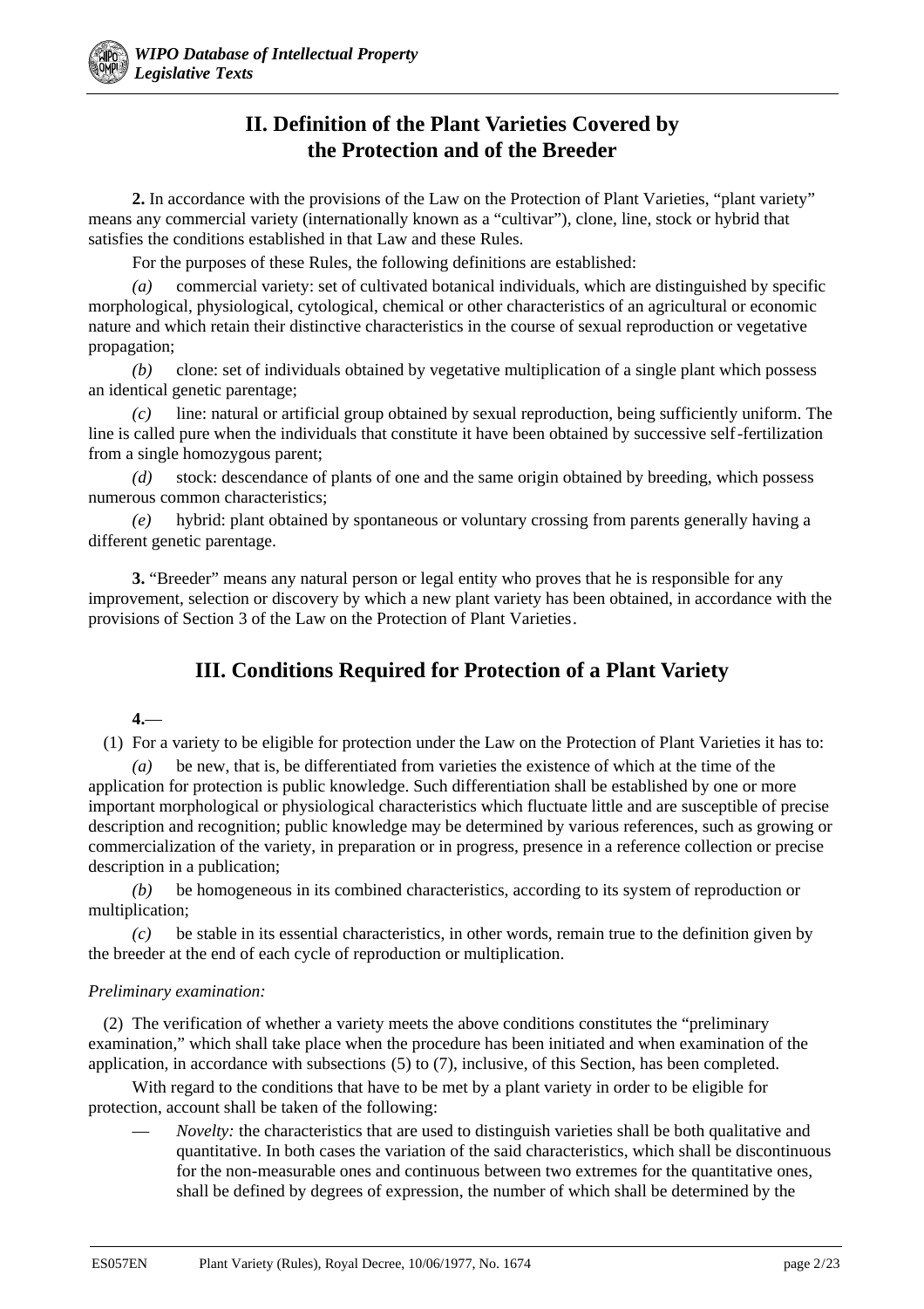## II. Definition of the Plant Varieties Covered by the Protection and of the Breeder

**2.** In accordance with the provisions of the Law on the Protection of Plant Varieties, "plant variety" means any commercial variety (internationally known as a "cultivar"), clone, line, stock or hybrid that satisfies the conditions established in that Law and these Rules.

For the purposes of these Rules, the following definitions are established:

*(a)* commercial variety: set of cultivated botanical individuals, which are distinguished by specific morphological, physiological, cytological, chemical or other characteristics of an agricultural or economic nature and which retain their distinctive characteristics in the course of sexual reproduction or vegetative propagation;

*(b)* clone: set of individuals obtained by vegetative multiplication of a single plant which possess an identical genetic parentage;

*(c)* line: natural or artificial group obtained by sexual reproduction, being sufficiently uniform. The line is called pure when the individuals that constitute it have been obtained by successive self-fertilization from a single homozygous parent;

*(d)* stock: descendance of plants of one and the same origin obtained by breeding, which possess numerous common characteristics;

*(e)* hybrid: plant obtained by spontaneous or voluntary crossing from parents generally having a different genetic parentage.

**3.** "Breeder" means any natural person or legal entity who proves that he is responsible for any improvement, selection or discovery by which a new plant variety has been obtained, in accordance with the provisions of Section 3 of the Law on the Protection of Plant Varieties.

## III. Conditions Required for Protection of a Plant Variety

**4.**—

(1) For a variety to be eligible for protection under the Law on the Protection of Plant Varieties it has to:

*(a)* be new, that is, be differentiated from varieties the existence of which at the time of the application for protection is public knowledge. Such differentiation shall be established by one or more important morphological or physiological characteristics which fluctuate little and are susceptible of precise description and recognition; public knowledge may be determined by various references, such as growing or commercialization of the variety, in preparation or in progress, presence in a reference collection or precise description in a publication;

*(b)* be homogeneous in its combined characteristics, according to its system of reproduction or multiplication;

*(c)* be stable in its essential characteristics, in other words, remain true to the definition given by the breeder at the end of each cycle of reproduction or multiplication.

*Preliminary examination:*

(2) The verification of whether a variety meets the above conditions constitutes the "preliminary examination," which shall take place when the procedure has been initiated and when examination of the application, in accordance with subsections (5) to (7), inclusive, of this Section, has been completed.

With regard to the conditions that have to be met by a plant variety in order to be eligible for protection, account shall be taken of the following:

— *Novelty:* the characteristics that are used to distinguish varieties shall be both qualitative and quantitative. In both cases the variation of the said characteristics, which shall be discontinuous for the non-measurable ones and continuous between two extremes for the quantitative ones, shall be defined by degrees of expression, the number of which shall be determined by the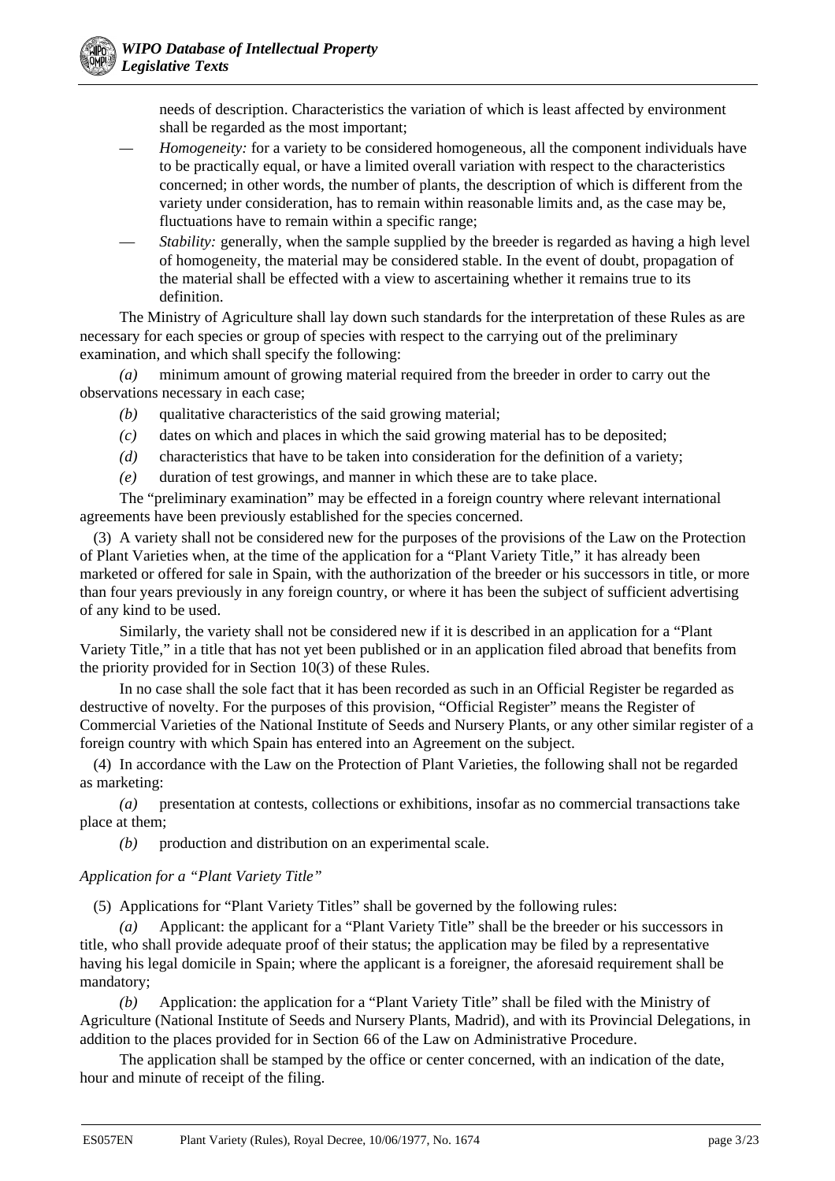needs of description. Characteristics the variation of which is least affected by environment shall be regarded as the most important;

— *Homogeneity:* for a variety to be considered homogeneous, all the component individuals have to be practically equal, or have a limited overall variation with respect to the characteristics concerned; in other words, the number of plants, the description of which is different from the variety under consideration, has to remain within reasonable limits and, as the case may be, fluctuations have to remain within a specific range;

— *Stability:* generally, when the sample supplied by the breeder is regarded as having a high level of homogeneity, the material may be considered stable. In the event of doubt, propagation of the material shall be effected with a view to ascertaining whether it remains true to its definition.

The Ministry of Agriculture shall lay down such standards for the interpretation of these Rules as are necessary for each species or group of species with respect to the carrying out of the preliminary examination, and which shall specify the following:

*(a)* minimum amount of growing material required from the breeder in order to carry out the observations necessary in each case;

*(b)* qualitative characteristics of the said growing material;

*(c)* dates on which and places in which the said growing material has to be deposited;

*(d)* characteristics that have to be taken into consideration for the definition of a variety;

*(e)* duration of test growings, and manner in which these are to take place.

The "preliminary examination" may be effected in a foreign country where relevant international agreements have been previously established for the species concerned.

(3) A variety shall not be considered new for the purposes of the provisions of the Law on the Protection of Plant Varieties when, at the time of the application for a "Plant Variety Title," it has already been marketed or offered for sale in Spain, with the authorization of the breeder or his successors in title, or more than four years previously in any foreign country, or where it has been the subject of sufficient advertising of any kind to be used.

Similarly, the variety shall not be considered new if it is described in an application for a "Plant Variety Title," in a title that has not yet been published or in an application filed abroad that benefits from the priority provided for in Section 10(3) of these Rules.

In no case shall the sole fact that it has been recorded as such in an Official Register be regarded as destructive of novelty. For the purposes of this provision, "Official Register" means the Register of Commercial Varieties of the National Institute of Seeds and Nursery Plants, or any other similar register of a foreign country with which Spain has entered into an Agreement on the subject.

(4) In accordance with the Law on the Protection of Plant Varieties, the following shall not be regarded as marketing:

*(a)* presentation at contests, collections or exhibitions, insofar as no commercial transactions take place at them;

*(b)* production and distribution on an experimental scale.

*Application for a "Plant Variety Title"*

(5) Applications for "Plant Variety Titles" shall be governed by the following rules:

*(a)* Applicant: the applicant for a "Plant Variety Title" shall be the breeder or his successors in title, who shall provide adequate proof of their status; the application may be filed by a representative having his legal domicile in Spain; where the applicant is a foreigner, the aforesaid requirement shall be mandatory;

*(b)* Application: the application for a "Plant Variety Title" shall be filed with the Ministry of Agriculture (National Institute of Seeds and Nursery Plants, Madrid), and with its Provincial Delegations, in addition to the places provided for in Section 66 of the Law on Administrative Procedure.

The application shall be stamped by the office or center concerned, with an indication of the date, hour and minute of receipt of the filing.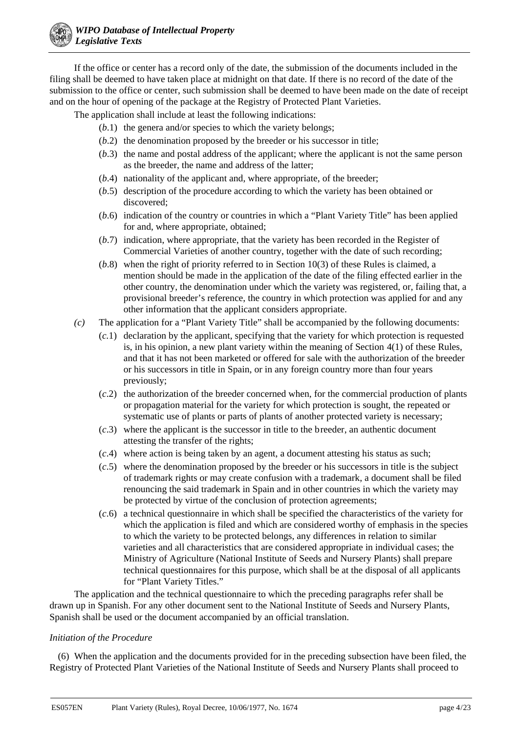If the office or center has a record only of the date, the submission of the documents included in the filing shall be deemed to have taken place at midnight on that date. If there is no record of the date of the submission to the office or center, such submission shall be deemed to have been made on the date of receipt and on the hour of opening of the package at the Registry of Protected Plant Varieties.

The application shall include at least the following indications:

(*b*.1) the genera and/or species to which the variety belongs;

(*b*.2) the denomination proposed by the breeder or his successor in title;

(*b*.3) the name and postal address of the applicant; where the applicant is not the same person as the breeder, the name and address of the latter;

(*b*.4) nationality of the applicant and, where appropriate, of the breeder;

(*b*.5) description of the procedure according to which the variety has been obtained or discovered;

(*b*.6) indication of the country or countries in which a "Plant Variety Title" has been applied for and, where appropriate, obtained;

(*b*.7) indication, where appropriate, that the variety has been recorded in the Register of Commercial Varieties of another country, together with the date of such recording;

(*b*.8) when the right of priority referred to in Section 10(3) of these Rules is claimed, a mention should be made in the application of the date of the filing effected earlier in the other country, the denomination under which the variety was registered, or, failing that, a provisional breeder's reference, the country in which protection was applied for and any other information that the applicant considers appropriate.

*(c)* The application for a "Plant Variety Title" shall be accompanied by the following documents:

(*c*.1) declaration by the applicant, specifying that the variety for which protection is requested is, in his opinion, a new plant variety within the meaning of Section 4(1) of these Rules, and that it has not been marketed or offered for sale with the authorization of the breeder or his successors in title in Spain, or in any foreign country more than four years previously;

(*c*.2) the authorization of the breeder concerned when, for the commercial production of plants or propagation material for the variety for which protection is sought, the repeated or systematic use of plants or parts of plants of another protected variety is necessary;

(*c*.3) where the applicant is the successor in title to the breeder, an authentic document attesting the transfer of the rights;

(*c*.4) where action is being taken by an agent, a document attesting his status as such;

(*c*.5) where the denomination proposed by the breeder or his successors in title is the subject of trademark rights or may create confusion with a trademark, a document shall be filed renouncing the said trademark in Spain and in other countries in which the variety may be protected by virtue of the conclusion of protection agreements;

(*c*.6) a technical questionnaire in which shall be specified the characteristics of the variety for which the application is filed and which are considered worthy of emphasis in the species to which the variety to be protected belongs, any differences in relation to similar varieties and all characteristics that are considered appropriate in individual cases; the Ministry of Agriculture (National Institute of Seeds and Nursery Plants) shall prepare technical questionnaires for this purpose, which shall be at the disposal of all applicants for "Plant Variety Titles."

The application and the technical questionnaire to which the preceding paragraphs refer shall be drawn up in Spanish. For any other document sent to the National Institute of Seeds and Nursery Plants, Spanish shall be used or the document accompanied by an official translation.

*Initiation of the Procedure*

(6) When the application and the documents provided for in the preceding subsection have been filed, the Registry of Protected Plant Varieties of the National Institute of Seeds and Nursery Plants shall proceed to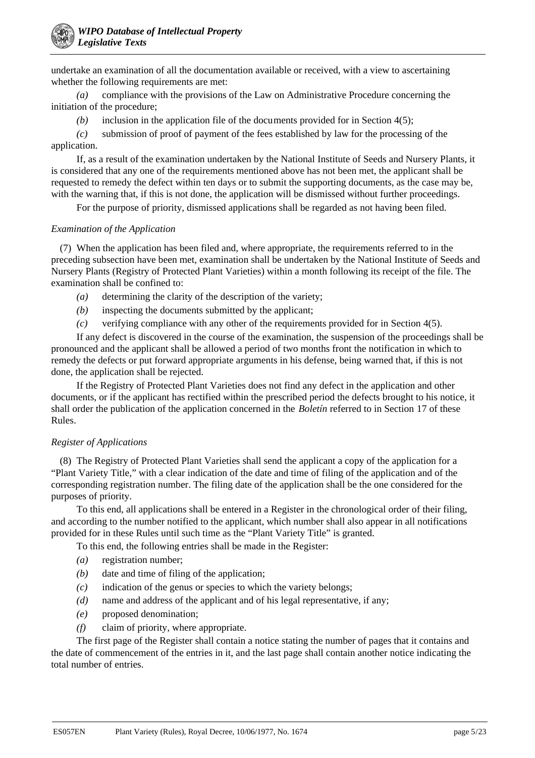undertake an examination of all the documentation available or received, with a view to ascertaining whether the following requirements are met:

*(a)* compliance with the provisions of the Law on Administrative Procedure concerning the initiation of the procedure;

*(b)* inclusion in the application file of the documents provided for in Section 4(5);

*(c)* submission of proof of payment of the fees established by law for the processing of the application.

If, as a result of the examination undertaken by the National Institute of Seeds and Nursery Plants, it is considered that any one of the requirements mentioned above has not been met, the applicant shall be requested to remedy the defect within ten days or to submit the supporting documents, as the case may be, with the warning that, if this is not done, the application will be dismissed without further proceedings.

For the purpose of priority, dismissed applications shall be regarded as not having been filed.

*Examination of the Application*

(7) When the application has been filed and, where appropriate, the requirements referred to in the preceding subsection have been met, examination shall be undertaken by the National Institute of Seeds and Nursery Plants (Registry of Protected Plant Varieties) within a month following its receipt of the file. The examination shall be confined to:

*(a)* determining the clarity of the description of the variety;

*(b)* inspecting the documents submitted by the applicant;

*(c)* verifying compliance with any other of the requirements provided for in Section 4(5).

If any defect is discovered in the course of the examination, the suspension of the proceedings shall be pronounced and the applicant shall be allowed a period of two months front the notification in which to remedy the defects or put forward appropriate arguments in his defense, being warned that, if this is not done, the application shall be rejected.

If the Registry of Protected Plant Varieties does not find any defect in the application and other documents, or if the applicant has rectified within the prescribed period the defects brought to his notice, it shall order the publication of the application concerned in the *Boletín* referred to in Section 17 of these Rules.

*Register of Applications*

(8) The Registry of Protected Plant Varieties shall send the applicant a copy of the application for a "Plant Variety Title," with a clear indication of the date and time of filing of the application and of the corresponding registration number. The filing date of the application shall be the one considered for the purposes of priority.

To this end, all applications shall be entered in a Register in the chronological order of their filing, and according to the number notified to the applicant, which number shall also appear in all notifications provided for in these Rules until such time as the "Plant Variety Title" is granted.

To this end, the following entries shall be made in the Register:

*(a)* registration number;

*(b)* date and time of filing of the application;

*(c)* indication of the genus or species to which the variety belongs;

*(d)* name and address of the applicant and of his legal representative, if any;

*(e)* proposed denomination;

*(f)* claim of priority, where appropriate.

The first page of the Register shall contain a notice stating the number of pages that it contains and the date of commencement of the entries in it, and the last page shall contain another notice indicating the total number of entries.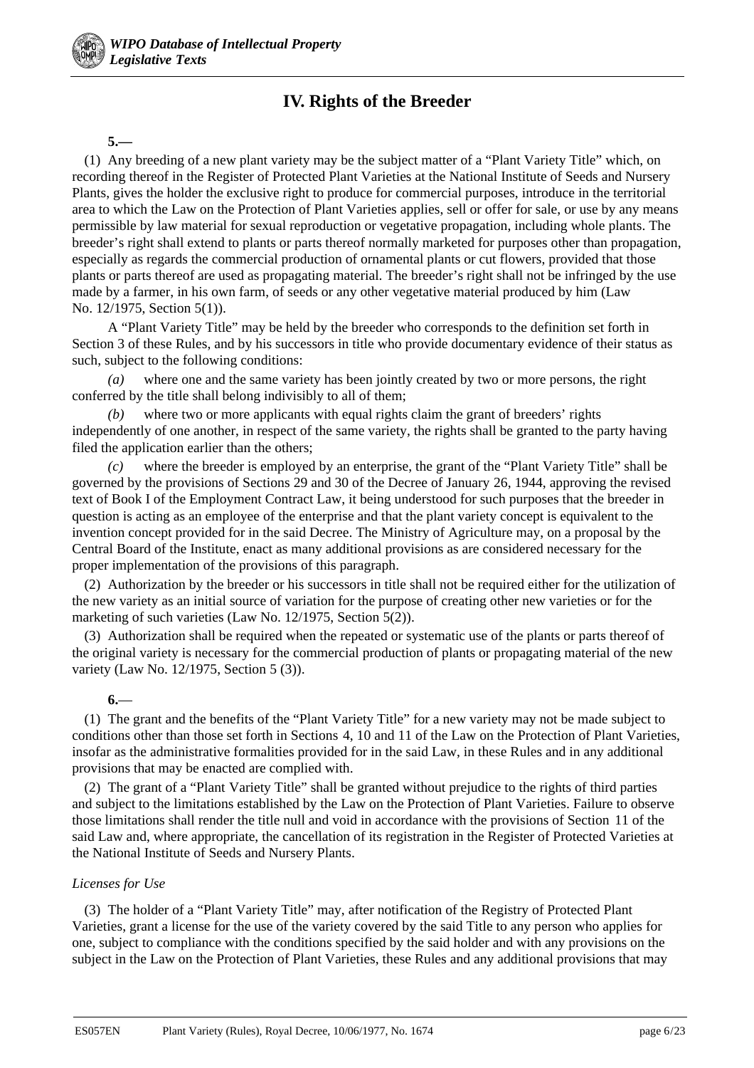## IV. Rights of the Breeder

**5.—**

(1) Any breeding of a new plant variety may be the subject matter of a "Plant Variety Title" which, on recording thereof in the Register of Protected Plant Varieties at the National Institute of Seeds and Nursery Plants, gives the holder the exclusive right to produce for commercial purposes, introduce in the territorial area to which the Law on the Protection of Plant Varieties applies, sell or offer for sale, or use by any means permissible by law material for sexual reproduction or vegetative propagation, including whole plants. The breeder's right shall extend to plants or parts thereof normally marketed for purposes other than propagation, especially as regards the commercial production of ornamental plants or cut flowers, provided that those plants or parts thereof are used as propagating material. The breeder's right shall not be infringed by the use made by a farmer, in his own farm, of seeds or any other vegetative material produced by him (Law No. 12/1975, Section 5(1)).

A "Plant Variety Title" may be held by the breeder who corresponds to the definition set forth in Section 3 of these Rules, and by his successors in title who provide documentary evidence of their status as such, subject to the following conditions:

*(a)* where one and the same variety has been jointly created by two or more persons, the right conferred by the title shall belong indivisibly to all of them;

*(b)* where two or more applicants with equal rights claim the grant of breeders' rights independently of one another, in respect of the same variety, the rights shall be granted to the party having filed the application earlier than the others;

*(c)* where the breeder is employed by an enterprise, the grant of the "Plant Variety Title" shall be governed by the provisions of Sections 29 and 30 of the Decree of January 26, 1944, approving the revised text of Book I of the Employment Contract Law, it being understood for such purposes that the breeder in question is acting as an employee of the enterprise and that the plant variety concept is equivalent to the invention concept provided for in the said Decree. The Ministry of Agriculture may, on a proposal by the Central Board of the Institute, enact as many additional provisions as are considered necessary for the proper implementation of the provisions of this paragraph.

(2) Authorization by the breeder or his successors in title shall not be required either for the utilization of the new variety as an initial source of variation for the purpose of creating other new varieties or for the marketing of such varieties (Law No. 12/1975, Section 5(2)).

(3) Authorization shall be required when the repeated or systematic use of the plants or parts thereof of the original variety is necessary for the commercial production of plants or propagating material of the new variety (Law No. 12/1975, Section 5 (3)).

**6.**—

(1) The grant and the benefits of the "Plant Variety Title" for a new variety may not be made subject to conditions other than those set forth in Sections 4, 10 and 11 of the Law on the Protection of Plant Varieties, insofar as the administrative formalities provided for in the said Law, in these Rules and in any additional provisions that may be enacted are complied with.

(2) The grant of a "Plant Variety Title" shall be granted without prejudice to the rights of third parties and subject to the limitations established by the Law on the Protection of Plant Varieties. Failure to observe those limitations shall render the title null and void in accordance with the provisions of Section 11 of the said Law and, where appropriate, the cancellation of its registration in the Register of Protected Varieties at the National Institute of Seeds and Nursery Plants.

*Licenses for Use*

(3) The holder of a "Plant Variety Title" may, after notification of the Registry of Protected Plant Varieties, grant a license for the use of the variety covered by the said Title to any person who applies for one, subject to compliance with the conditions specified by the said holder and with any provisions on the subject in the Law on the Protection of Plant Varieties, these Rules and any additional provisions that may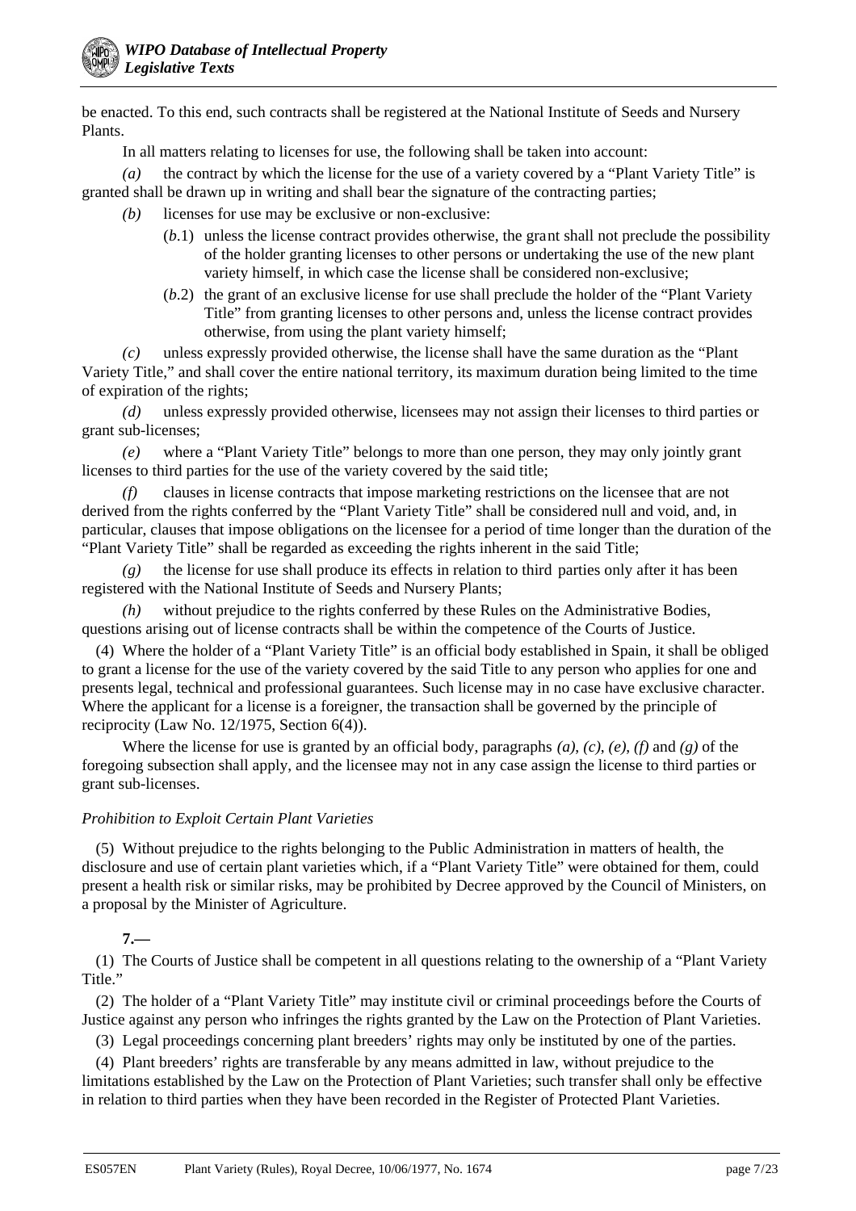be enacted. To this end, such contracts shall be registered at the National Institute of Seeds and Nursery Plants.

In all matters relating to licenses for use, the following shall be taken into account:

*(a)* the contract by which the license for the use of a variety covered by a "Plant Variety Title" is granted shall be drawn up in writing and shall bear the signature of the contracting parties;

*(b)* licenses for use may be exclusive or non-exclusive:

(*b*.1) unless the license contract provides otherwise, the grant shall not preclude the possibility of the holder granting licenses to other persons or undertaking the use of the new plant variety himself, in which case the license shall be considered non-exclusive;

(*b*.2) the grant of an exclusive license for use shall preclude the holder of the "Plant Variety Title" from granting licenses to other persons and, unless the license contract provides otherwise, from using the plant variety himself;

*(c)* unless expressly provided otherwise, the license shall have the same duration as the "Plant Variety Title," and shall cover the entire national territory, its maximum duration being limited to the time of expiration of the rights;

*(d)* unless expressly provided otherwise, licensees may not assign their licenses to third parties or grant sub-licenses;

*(e)* where a "Plant Variety Title" belongs to more than one person, they may only jointly grant licenses to third parties for the use of the variety covered by the said title;

*(f)* clauses in license contracts that impose marketing restrictions on the licensee that are not derived from the rights conferred by the "Plant Variety Title" shall be considered null and void, and, in particular, clauses that impose obligations on the licensee for a period of time longer than the duration of the "Plant Variety Title" shall be regarded as exceeding the rights inherent in the said Title;

*(g)* the license for use shall produce its effects in relation to third parties only after it has been registered with the National Institute of Seeds and Nursery Plants;

*(h)* without prejudice to the rights conferred by these Rules on the Administrative Bodies, questions arising out of license contracts shall be within the competence of the Courts of Justice.

(4) Where the holder of a "Plant Variety Title" is an official body established in Spain, it shall be obliged to grant a license for the use of the variety covered by the said Title to any person who applies for one and presents legal, technical and professional guarantees. Such license may in no case have exclusive character. Where the applicant for a license is a foreigner, the transaction shall be governed by the principle of reciprocity (Law No. 12/1975, Section 6(4)).

Where the license for use is granted by an official body, paragraphs *(a)*, *(c)*, *(e)*, *(f)* and *(g)* of the foregoing subsection shall apply, and the licensee may not in any case assign the license to third parties or grant sub-licenses.

*Prohibition to Exploit Certain Plant Varieties*

(5) Without prejudice to the rights belonging to the Public Administration in matters of health, the disclosure and use of certain plant varieties which, if a "Plant Variety Title" were obtained for them, could present a health risk or similar risks, may be prohibited by Decree approved by the Council of Ministers, on a proposal by the Minister of Agriculture.

**7.—**

(1) The Courts of Justice shall be competent in all questions relating to the ownership of a "Plant Variety Title."

(2) The holder of a "Plant Variety Title" may institute civil or criminal proceedings before the Courts of Justice against any person who infringes the rights granted by the Law on the Protection of Plant Varieties.

(3) Legal proceedings concerning plant breeders' rights may only be instituted by one of the parties.

(4) Plant breeders' rights are transferable by any means admitted in law, without prejudice to the limitations established by the Law on the Protection of Plant Varieties; such transfer shall only be effective in relation to third parties when they have been recorded in the Register of Protected Plant Varieties.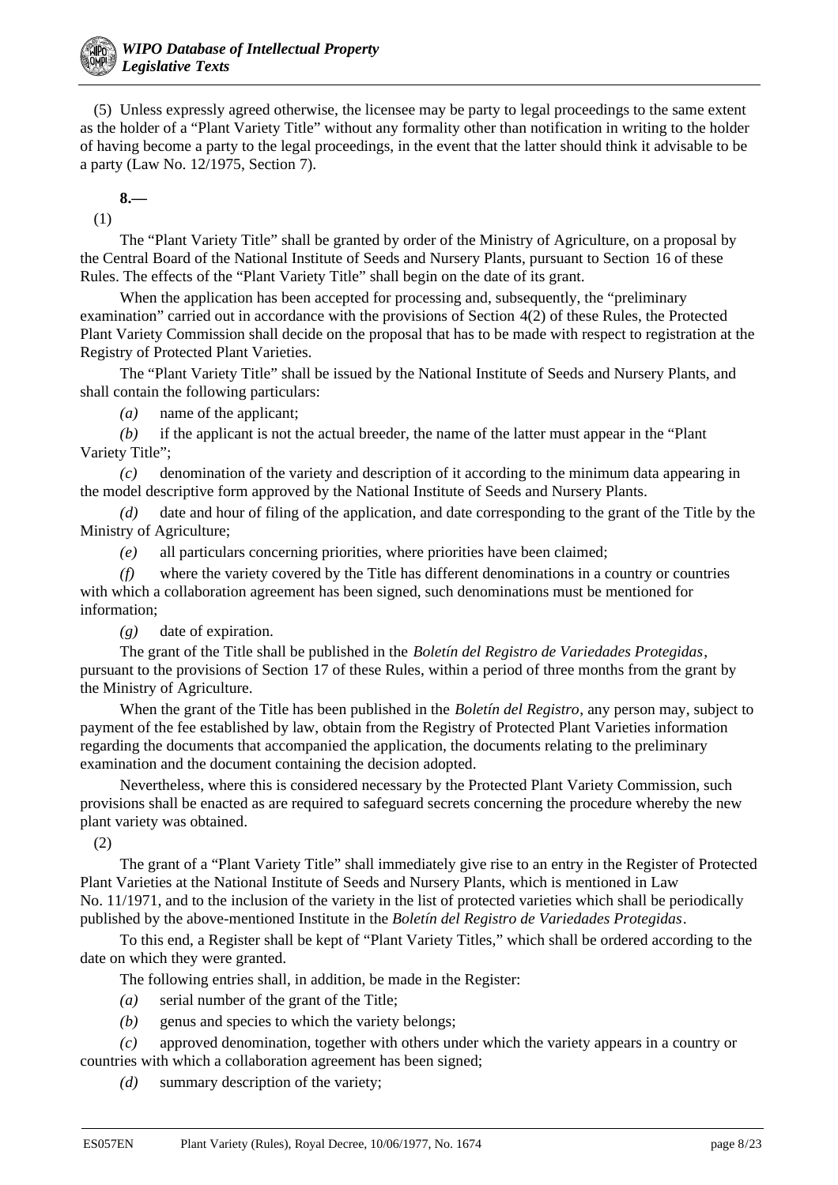(5) Unless expressly agreed otherwise, the licensee may be party to legal proceedings to the same extent as the holder of a "Plant Variety Title" without any formality other than notification in writing to the holder of having become a party to the legal proceedings, in the event that the latter should think it advisable to be a party (Law No. 12/1975, Section 7).

**8.—**

(1)

The "Plant Variety Title" shall be granted by order of the Ministry of Agriculture, on a proposal by the Central Board of the National Institute of Seeds and Nursery Plants, pursuant to Section 16 of these Rules. The effects of the "Plant Variety Title" shall begin on the date of its grant.

When the application has been accepted for processing and, subsequently, the "preliminary examination" carried out in accordance with the provisions of Section 4(2) of these Rules, the Protected Plant Variety Commission shall decide on the proposal that has to be made with respect to registration at the Registry of Protected Plant Varieties.

The "Plant Variety Title" shall be issued by the National Institute of Seeds and Nursery Plants, and shall contain the following particulars:

*(a)* name of the applicant;

*(b)* if the applicant is not the actual breeder, the name of the latter must appear in the "Plant Variety Title";

*(c)* denomination of the variety and description of it according to the minimum data appearing in the model descriptive form approved by the National Institute of Seeds and Nursery Plants.

*(d)* date and hour of filing of the application, and date corresponding to the grant of the Title by the Ministry of Agriculture;

*(e)* all particulars concerning priorities, where priorities have been claimed;

*(f)* where the variety covered by the Title has different denominations in a country or countries with which a collaboration agreement has been signed, such denominations must be mentioned for information;

*(g)* date of expiration.

The grant of the Title shall be published in the *Boletín del Registro de Variedades Protegidas*, pursuant to the provisions of Section 17 of these Rules, within a period of three months from the grant by the Ministry of Agriculture.

When the grant of the Title has been published in the *Boletín del Registro*, any person may, subject to payment of the fee established by law, obtain from the Registry of Protected Plant Varieties information regarding the documents that accompanied the application, the documents relating to the preliminary examination and the document containing the decision adopted.

Nevertheless, where this is considered necessary by the Protected Plant Variety Commission, such provisions shall be enacted as are required to safeguard secrets concerning the procedure whereby the new plant variety was obtained.

(2)

The grant of a "Plant Variety Title" shall immediately give rise to an entry in the Register of Protected Plant Varieties at the National Institute of Seeds and Nursery Plants, which is mentioned in Law No. 11/1971, and to the inclusion of the variety in the list of protected varieties which shall be periodically published by the above-mentioned Institute in the *Boletín del Registro de Variedades Protegidas*.

To this end, a Register shall be kept of "Plant Variety Titles," which shall be ordered according to the date on which they were granted.

The following entries shall, in addition, be made in the Register:

*(a)* serial number of the grant of the Title;

*(b)* genus and species to which the variety belongs;

*(c)* approved denomination, together with others under which the variety appears in a country or countries with which a collaboration agreement has been signed;

*(d)* summary description of the variety;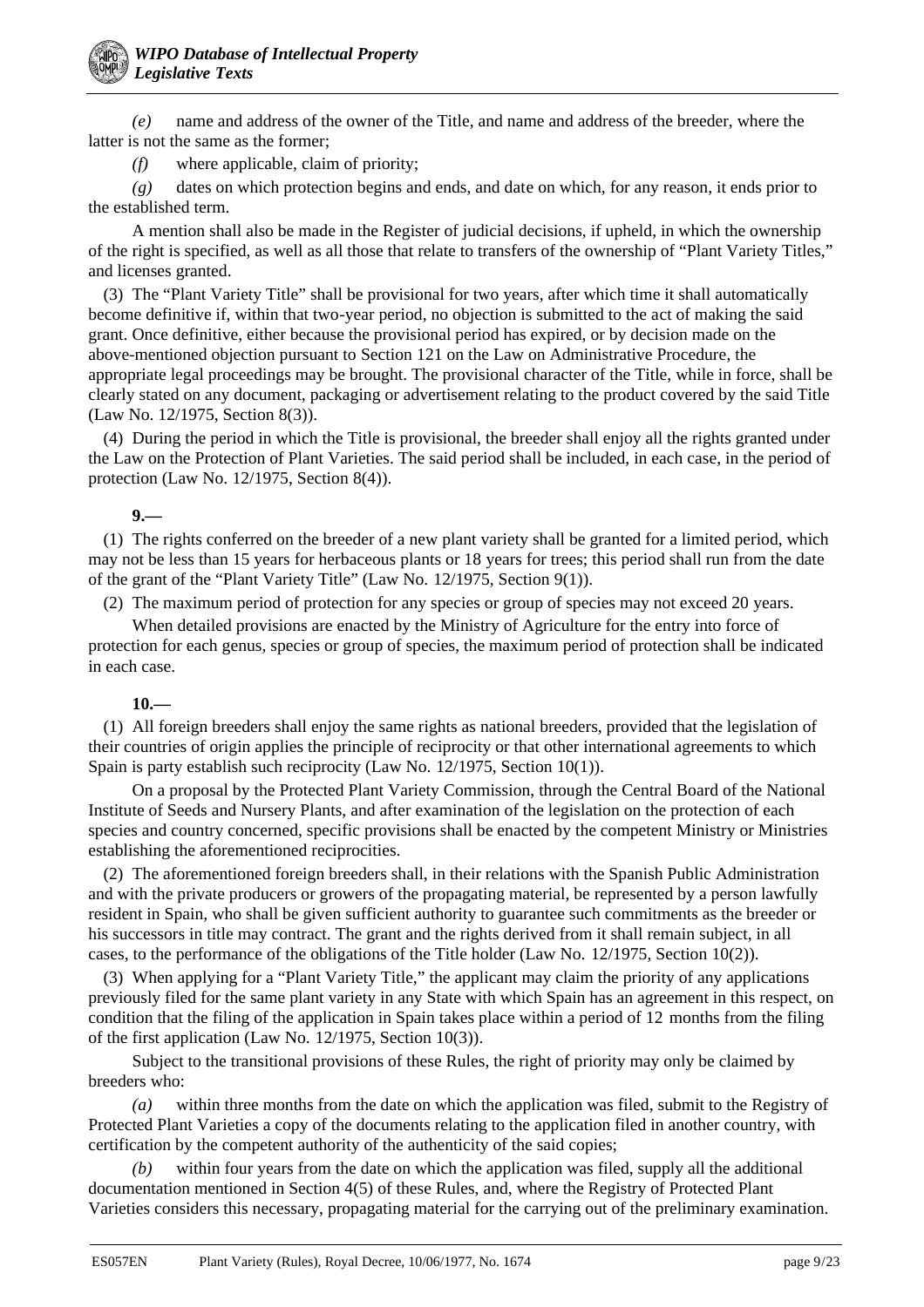*(e)* name and address of the owner of the Title, and name and address of the breeder, where the latter is not the same as the former;

*(f)* where applicable, claim of priority;

*(g)* dates on which protection begins and ends, and date on which, for any reason, it ends prior to the established term.

A mention shall also be made in the Register of judicial decisions, if upheld, in which the ownership of the right is specified, as well as all those that relate to transfers of the ownership of "Plant Variety Titles," and licenses granted.

(3) The "Plant Variety Title" shall be provisional for two years, after which time it shall automatically become definitive if, within that two-year period, no objection is submitted to the act of making the said grant. Once definitive, either because the provisional period has expired, or by decision made on the above-mentioned objection pursuant to Section 121 on the Law on Administrative Procedure, the appropriate legal proceedings may be brought. The provisional character of the Title, while in force, shall be clearly stated on any document, packaging or advertisement relating to the product covered by the said Title (Law No. 12/1975, Section 8(3)).

(4) During the period in which the Title is provisional, the breeder shall enjoy all the rights granted under the Law on the Protection of Plant Varieties. The said period shall be included, in each case, in the period of protection (Law No. 12/1975, Section 8(4)).

**9.—**

(1) The rights conferred on the breeder of a new plant variety shall be granted for a limited period, which may not be less than 15 years for herbaceous plants or 18 years for trees; this period shall run from the date of the grant of the "Plant Variety Title" (Law No. 12/1975, Section 9(1)).

(2) The maximum period of protection for any species or group of species may not exceed 20 years.

When detailed provisions are enacted by the Ministry of Agriculture for the entry into force of protection for each genus, species or group of species, the maximum period of protection shall be indicated in each case.

**10.—**

(1) All foreign breeders shall enjoy the same rights as national breeders, provided that the legislation of their countries of origin applies the principle of reciprocity or that other international agreements to which Spain is party establish such reciprocity (Law No. 12/1975, Section 10(1)).

On a proposal by the Protected Plant Variety Commission, through the Central Board of the National Institute of Seeds and Nursery Plants, and after examination of the legislation on the protection of each species and country concerned, specific provisions shall be enacted by the competent Ministry or Ministries establishing the aforementioned reciprocities.

(2) The aforementioned foreign breeders shall, in their relations with the Spanish Public Administration and with the private producers or growers of the propagating material, be represented by a person lawfully resident in Spain, who shall be given sufficient authority to guarantee such commitments as the breeder or his successors in title may contract. The grant and the rights derived from it shall remain subject, in all cases, to the performance of the obligations of the Title holder (Law No. 12/1975, Section 10(2)).

(3) When applying for a "Plant Variety Title," the applicant may claim the priority of any applications previously filed for the same plant variety in any State with which Spain has an agreement in this respect, on condition that the filing of the application in Spain takes place within a period of 12 months from the filing of the first application (Law No. 12/1975, Section 10(3)).

Subject to the transitional provisions of these Rules, the right of priority may only be claimed by breeders who:

*(a)* within three months from the date on which the application was filed, submit to the Registry of Protected Plant Varieties a copy of the documents relating to the application filed in another country, with certification by the competent authority of the authenticity of the said copies;

*(b)* within four years from the date on which the application was filed, supply all the additional documentation mentioned in Section 4(5) of these Rules, and, where the Registry of Protected Plant Varieties considers this necessary, propagating material for the carrying out of the preliminary examination.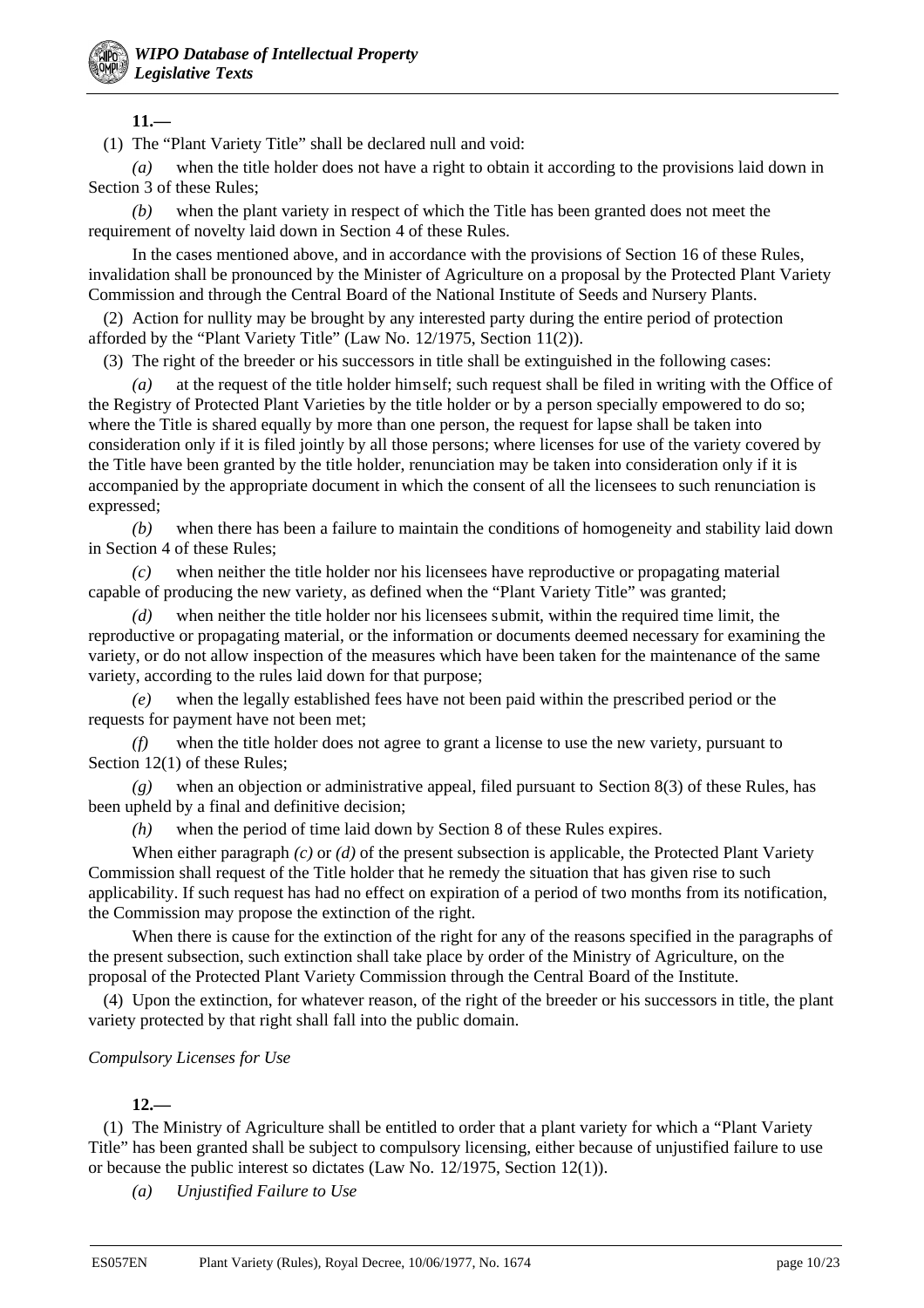**11.—**

(1) The "Plant Variety Title" shall be declared null and void:

*(a)* when the title holder does not have a right to obtain it according to the provisions laid down in Section 3 of these Rules;

*(b)* when the plant variety in respect of which the Title has been granted does not meet the requirement of novelty laid down in Section 4 of these Rules.

In the cases mentioned above, and in accordance with the provisions of Section 16 of these Rules, invalidation shall be pronounced by the Minister of Agriculture on a proposal by the Protected Plant Variety Commission and through the Central Board of the National Institute of Seeds and Nursery Plants.

(2) Action for nullity may be brought by any interested party during the entire period of protection afforded by the "Plant Variety Title" (Law No. 12/1975, Section 11(2)).

(3) The right of the breeder or his successors in title shall be extinguished in the following cases:

*(a)* at the request of the title holder himself; such request shall be filed in writing with the Office of the Registry of Protected Plant Varieties by the title holder or by a person specially empowered to do so; where the Title is shared equally by more than one person, the request for lapse shall be taken into consideration only if it is filed jointly by all those persons; where licenses for use of the variety covered by the Title have been granted by the title holder, renunciation may be taken into consideration only if it is accompanied by the appropriate document in which the consent of all the licensees to such renunciation is expressed;

*(b)* when there has been a failure to maintain the conditions of homogeneity and stability laid down in Section 4 of these Rules;

*(c)* when neither the title holder nor his licensees have reproductive or propagating material capable of producing the new variety, as defined when the "Plant Variety Title" was granted;

*(d)* when neither the title holder nor his licensees submit, within the required time limit, the reproductive or propagating material, or the information or documents deemed necessary for examining the variety, or do not allow inspection of the measures which have been taken for the maintenance of the same variety, according to the rules laid down for that purpose;

*(e)* when the legally established fees have not been paid within the prescribed period or the requests for payment have not been met;

*(f)* when the title holder does not agree to grant a license to use the new variety, pursuant to Section 12(1) of these Rules;

*(g)* when an objection or administrative appeal, filed pursuant to Section 8(3) of these Rules, has been upheld by a final and definitive decision;

*(h)* when the period of time laid down by Section 8 of these Rules expires.

When either paragraph *(c)* or *(d)* of the present subsection is applicable, the Protected Plant Variety Commission shall request of the Title holder that he remedy the situation that has given rise to such applicability. If such request has had no effect on expiration of a period of two months from its notification, the Commission may propose the extinction of the right.

When there is cause for the extinction of the right for any of the reasons specified in the paragraphs of the present subsection, such extinction shall take place by order of the Ministry of Agriculture, on the proposal of the Protected Plant Variety Commission through the Central Board of the Institute.

(4) Upon the extinction, for whatever reason, of the right of the breeder or his successors in title, the plant variety protected by that right shall fall into the public domain.

*Compulsory Licenses for Use*

**12.—**

(1) The Ministry of Agriculture shall be entitled to order that a plant variety for which a "Plant Variety Title" has been granted shall be subject to compulsory licensing, either because of unjustified failure to use or because the public interest so dictates (Law No. 12/1975, Section 12(1)).

*(a) Unjustified Failure to Use*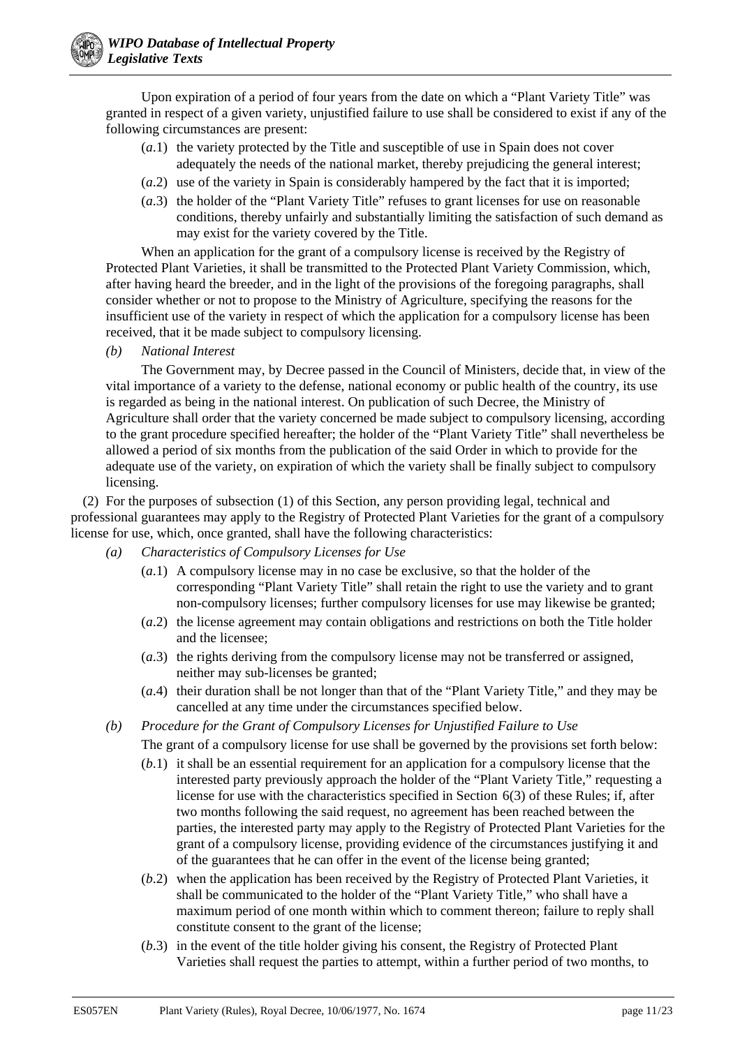Upon expiration of a period of four years from the date on which a "Plant Variety Title" was granted in respect of a given variety, unjustified failure to use shall be considered to exist if any of the following circumstances are present:

- (*a*.1) the variety protected by the Title and susceptible of use in Spain does not cover adequately the needs of the national market, thereby prejudicing the general interest;
- (*a*.2) use of the variety in Spain is considerably hampered by the fact that it is imported;
- (*a*.3) the holder of the "Plant Variety Title" refuses to grant licenses for use on reasonable conditions, thereby unfairly and substantially limiting the satisfaction of such demand as may exist for the variety covered by the Title.

When an application for the grant of a compulsory license is received by the Registry of Protected Plant Varieties, it shall be transmitted to the Protected Plant Variety Commission, which, after having heard the breeder, and in the light of the provisions of the foregoing paragraphs, shall consider whether or not to propose to the Ministry of Agriculture, specifying the reasons for the insufficient use of the variety in respect of which the application for a compulsory license has been received, that it be made subject to compulsory licensing.

*(b) National Interest*

The Government may, by Decree passed in the Council of Ministers, decide that, in view of the vital importance of a variety to the defense, national economy or public health of the country, its use is regarded as being in the national interest. On publication of such Decree, the Ministry of Agriculture shall order that the variety concerned be made subject to compulsory licensing, according to the grant procedure specified hereafter; the holder of the "Plant Variety Title" shall nevertheless be allowed a period of six months from the publication of the said Order in which to provide for the adequate use of the variety, on expiration of which the variety shall be finally subject to compulsory licensing.

(2) For the purposes of subsection (1) of this Section, any person providing legal, technical and professional guarantees may apply to the Registry of Protected Plant Varieties for the grant of a compulsory license for use, which, once granted, shall have the following characteristics:

*(a) Characteristics of Compulsory Licenses for Use*

- (*a*.1) A compulsory license may in no case be exclusive, so that the holder of the corresponding "Plant Variety Title" shall retain the right to use the variety and to grant non-compulsory licenses; further compulsory licenses for use may likewise be granted;
- (*a*.2) the license agreement may contain obligations and restrictions on both the Title holder and the licensee;
- (*a*.3) the rights deriving from the compulsory license may not be transferred or assigned, neither may sub-licenses be granted;
- (*a*.4) their duration shall be not longer than that of the "Plant Variety Title," and they may be cancelled at any time under the circumstances specified below.

*(b) Procedure for the Grant of Compulsory Licenses for Unjustified Failure to Use*

The grant of a compulsory license for use shall be governed by the provisions set forth below:

- (*b*.1) it shall be an essential requirement for an application for a compulsory license that the interested party previously approach the holder of the "Plant Variety Title," requesting a license for use with the characteristics specified in Section 6(3) of these Rules; if, after two months following the said request, no agreement has been reached between the parties, the interested party may apply to the Registry of Protected Plant Varieties for the grant of a compulsory license, providing evidence of the circumstances justifying it and of the guarantees that he can offer in the event of the license being granted;
- (*b*.2) when the application has been received by the Registry of Protected Plant Varieties, it shall be communicated to the holder of the "Plant Variety Title," who shall have a maximum period of one month within which to comment thereon; failure to reply shall constitute consent to the grant of the license;
- (*b*.3) in the event of the title holder giving his consent, the Registry of Protected Plant Varieties shall request the parties to attempt, within a further period of two months, to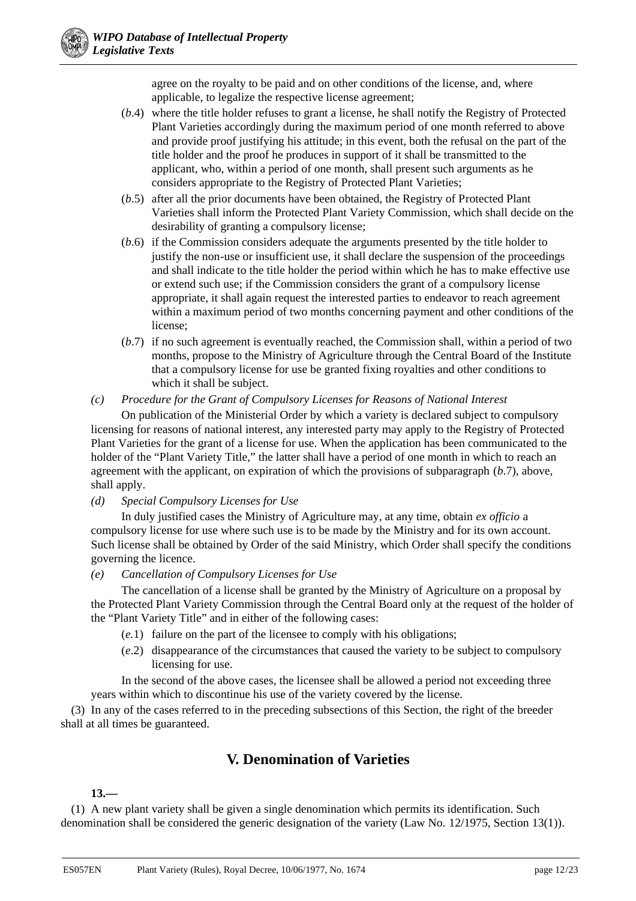agree on the royalty to be paid and on other conditions of the license, and, where applicable, to legalize the respective license agreement;

(*b*.4) where the title holder refuses to grant a license, he shall notify the Registry of Protected Plant Varieties accordingly during the maximum period of one month referred to above and provide proof justifying his attitude; in this event, both the refusal on the part of the title holder and the proof he produces in support of it shall be transmitted to the applicant, who, within a period of one month, shall present such arguments as he considers appropriate to the Registry of Protected Plant Varieties;

(*b*.5) after all the prior documents have been obtained, the Registry of Protected Plant Varieties shall inform the Protected Plant Variety Commission, which shall decide on the desirability of granting a compulsory license;

(*b*.6) if the Commission considers adequate the arguments presented by the title holder to justify the non-use or insufficient use, it shall declare the suspension of the proceedings and shall indicate to the title holder the period within which he has to make effective use or extend such use; if the Commission considers the grant of a compulsory license appropriate, it shall again request the interested parties to endeavor to reach agreement within a maximum period of two months concerning payment and other conditions of the license;

(*b*.7) if no such agreement is eventually reached, the Commission shall, within a period of two months, propose to the Ministry of Agriculture through the Central Board of the Institute that a compulsory license for use be granted fixing royalties and other conditions to which it shall be subject.

*(c) Procedure for the Grant of Compulsory Licenses for Reasons of National Interest*

On publication of the Ministerial Order by which a variety is declared subject to compulsory licensing for reasons of national interest, any interested party may apply to the Registry of Protected Plant Varieties for the grant of a license for use. When the application has been communicated to the holder of the "Plant Variety Title," the latter shall have a period of one month in which to reach an agreement with the applicant, on expiration of which the provisions of subparagraph (*b*.7), above, shall apply.

*(d) Special Compulsory Licenses for Use*

In duly justified cases the Ministry of Agriculture may, at any time, obtain *ex officio* a compulsory license for use where such use is to be made by the Ministry and for its own account. Such license shall be obtained by Order of the said Ministry, which Order shall specify the conditions governing the licence.

*(e) Cancellation of Compulsory Licenses for Use*

The cancellation of a license shall be granted by the Ministry of Agriculture on a proposal by the Protected Plant Variety Commission through the Central Board only at the request of the holder of the "Plant Variety Title" and in either of the following cases:

(*e*.1) failure on the part of the licensee to comply with his obligations;

(*e*.2) disappearance of the circumstances that caused the variety to be subject to compulsory licensing for use.

In the second of the above cases, the licensee shall be allowed a period not exceeding three years within which to discontinue his use of the variety covered by the license.

(3) In any of the cases referred to in the preceding subsections of this Section, the right of the breeder shall at all times be guaranteed.

## V. Denomination of Varieties

**13.—**

(1) A new plant variety shall be given a single denomination which permits its identification. Such denomination shall be considered the generic designation of the variety (Law No. 12/1975, Section 13(1)).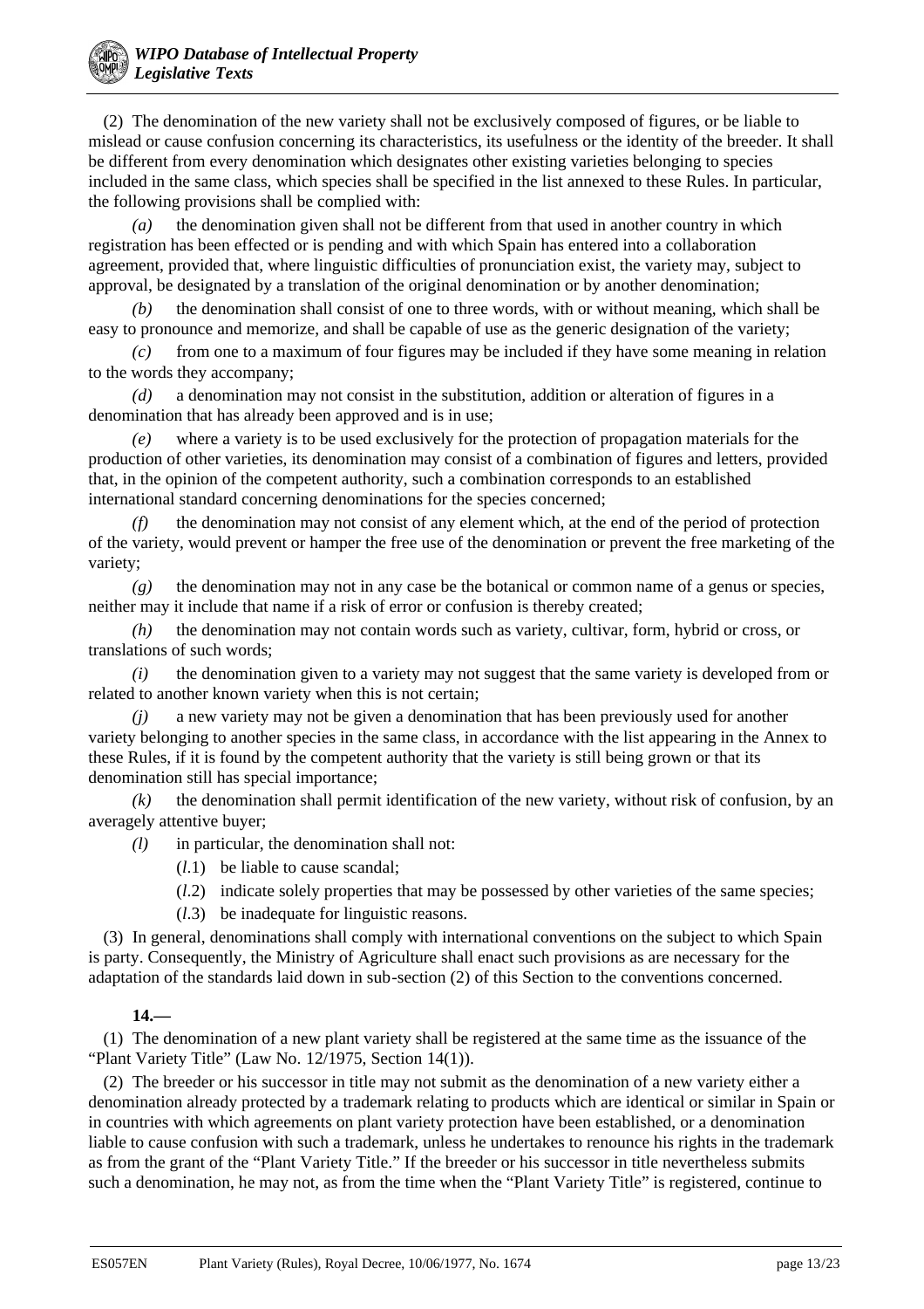(2) The denomination of the new variety shall not be exclusively composed of figures, or be liable to mislead or cause confusion concerning its characteristics, its usefulness or the identity of the breeder. It shall be different from every denomination which designates other existing varieties belonging to species included in the same class, which species shall be specified in the list annexed to these Rules. In particular, the following provisions shall be complied with:

*(a)* the denomination given shall not be different from that used in another country in which registration has been effected or is pending and with which Spain has entered into a collaboration agreement, provided that, where linguistic difficulties of pronunciation exist, the variety may, subject to approval, be designated by a translation of the original denomination or by another denomination;

*(b)* the denomination shall consist of one to three words, with or without meaning, which shall be easy to pronounce and memorize, and shall be capable of use as the generic designation of the variety;

*(c)* from one to a maximum of four figures may be included if they have some meaning in relation to the words they accompany;

*(d)* a denomination may not consist in the substitution, addition or alteration of figures in a denomination that has already been approved and is in use;

*(e)* where a variety is to be used exclusively for the protection of propagation materials for the production of other varieties, its denomination may consist of a combination of figures and letters, provided that, in the opinion of the competent authority, such a combination corresponds to an established international standard concerning denominations for the species concerned;

*(f)* the denomination may not consist of any element which, at the end of the period of protection of the variety, would prevent or hamper the free use of the denomination or prevent the free marketing of the variety;

*(g)* the denomination may not in any case be the botanical or common name of a genus or species, neither may it include that name if a risk of error or confusion is thereby created;

*(h)* the denomination may not contain words such as variety, cultivar, form, hybrid or cross, or translations of such words;

*(i)* the denomination given to a variety may not suggest that the same variety is developed from or related to another known variety when this is not certain;

*(j)* a new variety may not be given a denomination that has been previously used for another variety belonging to another species in the same class, in accordance with the list appearing in the Annex to these Rules, if it is found by the competent authority that the variety is still being grown or that its denomination still has special importance;

*(k)* the denomination shall permit identification of the new variety, without risk of confusion, by an averagely attentive buyer;

*(l)* in particular, the denomination shall not:

(*l*.1) be liable to cause scandal;

(*l*.2) indicate solely properties that may be possessed by other varieties of the same species;

(*l*.3) be inadequate for linguistic reasons.

(3) In general, denominations shall comply with international conventions on the subject to which Spain is party. Consequently, the Ministry of Agriculture shall enact such provisions as are necessary for the adaptation of the standards laid down in sub-section (2) of this Section to the conventions concerned.

**14.—**

(1) The denomination of a new plant variety shall be registered at the same time as the issuance of the "Plant Variety Title" (Law No. 12/1975, Section 14(1)).

(2) The breeder or his successor in title may not submit as the denomination of a new variety either a denomination already protected by a trademark relating to products which are identical or similar in Spain or in countries with which agreements on plant variety protection have been established, or a denomination liable to cause confusion with such a trademark, unless he undertakes to renounce his rights in the trademark as from the grant of the "Plant Variety Title." If the breeder or his successor in title nevertheless submits such a denomination, he may not, as from the time when the "Plant Variety Title" is registered, continue to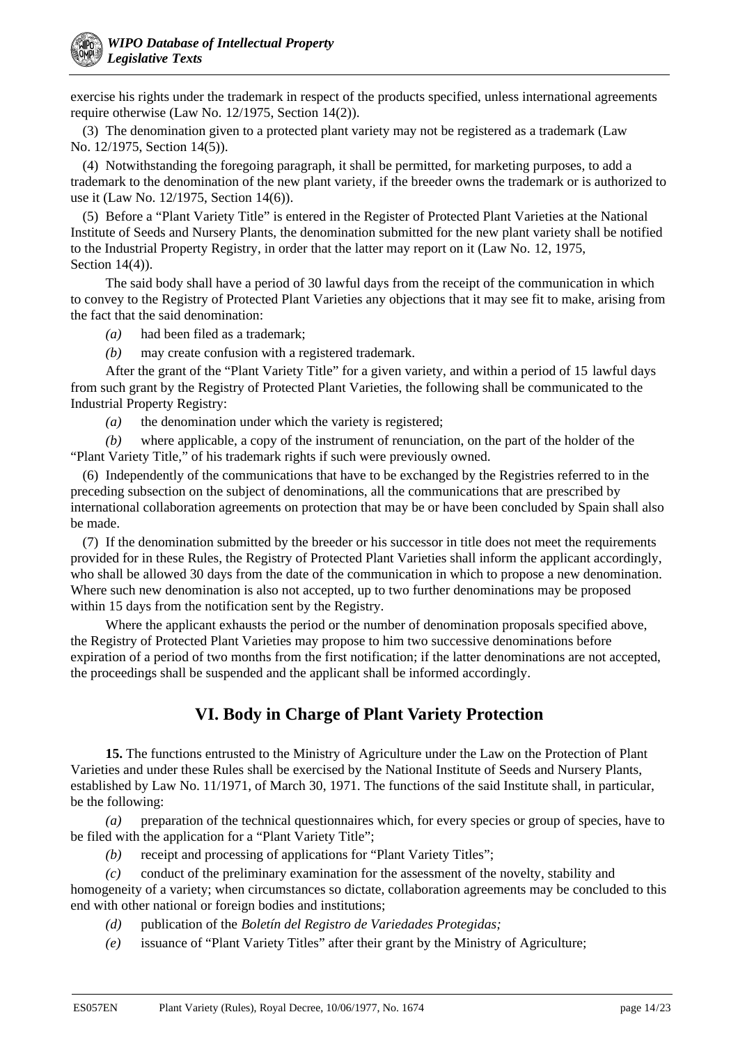exercise his rights under the trademark in respect of the products specified, unless international agreements require otherwise (Law No. 12/1975, Section 14(2)).

(3) The denomination given to a protected plant variety may not be registered as a trademark (Law No. 12/1975, Section 14(5)).

(4) Notwithstanding the foregoing paragraph, it shall be permitted, for marketing purposes, to add a trademark to the denomination of the new plant variety, if the breeder owns the trademark or is authorized to use it (Law No. 12/1975, Section 14(6)).

(5) Before a "Plant Variety Title" is entered in the Register of Protected Plant Varieties at the National Institute of Seeds and Nursery Plants, the denomination submitted for the new plant variety shall be notified to the Industrial Property Registry, in order that the latter may report on it (Law No. 12, 1975, Section 14(4)).

The said body shall have a period of 30 lawful days from the receipt of the communication in which to convey to the Registry of Protected Plant Varieties any objections that it may see fit to make, arising from the fact that the said denomination:

*(a)* had been filed as a trademark;

*(b)* may create confusion with a registered trademark.

After the grant of the "Plant Variety Title" for a given variety, and within a period of 15 lawful days from such grant by the Registry of Protected Plant Varieties, the following shall be communicated to the Industrial Property Registry:

*(a)* the denomination under which the variety is registered;

*(b)* where applicable, a copy of the instrument of renunciation, on the part of the holder of the "Plant Variety Title," of his trademark rights if such were previously owned.

(6) Independently of the communications that have to be exchanged by the Registries referred to in the preceding subsection on the subject of denominations, all the communications that are prescribed by international collaboration agreements on protection that may be or have been concluded by Spain shall also be made.

(7) If the denomination submitted by the breeder or his successor in title does not meet the requirements provided for in these Rules, the Registry of Protected Plant Varieties shall inform the applicant accordingly, who shall be allowed 30 days from the date of the communication in which to propose a new denomination. Where such new denomination is also not accepted, up to two further denominations may be proposed within 15 days from the notification sent by the Registry.

Where the applicant exhausts the period or the number of denomination proposals specified above, the Registry of Protected Plant Varieties may propose to him two successive denominations before expiration of a period of two months from the first notification; if the latter denominations are not accepted, the proceedings shall be suspended and the applicant shall be informed accordingly.

## VI. Body in Charge of Plant Variety Protection

**15.** The functions entrusted to the Ministry of Agriculture under the Law on the Protection of Plant Varieties and under these Rules shall be exercised by the National Institute of Seeds and Nursery Plants, established by Law No. 11/1971, of March 30, 1971. The functions of the said Institute shall, in particular, be the following:

*(a)* preparation of the technical questionnaires which, for every species or group of species, have to be filed with the application for a "Plant Variety Title";

*(b)* receipt and processing of applications for "Plant Variety Titles";

*(c)* conduct of the preliminary examination for the assessment of the novelty, stability and homogeneity of a variety; when circumstances so dictate, collaboration agreements may be concluded to this end with other national or foreign bodies and institutions;

*(d)* publication of the *Boletín del Registro de Variedades Protegidas;*

*(e)* issuance of "Plant Variety Titles" after their grant by the Ministry of Agriculture;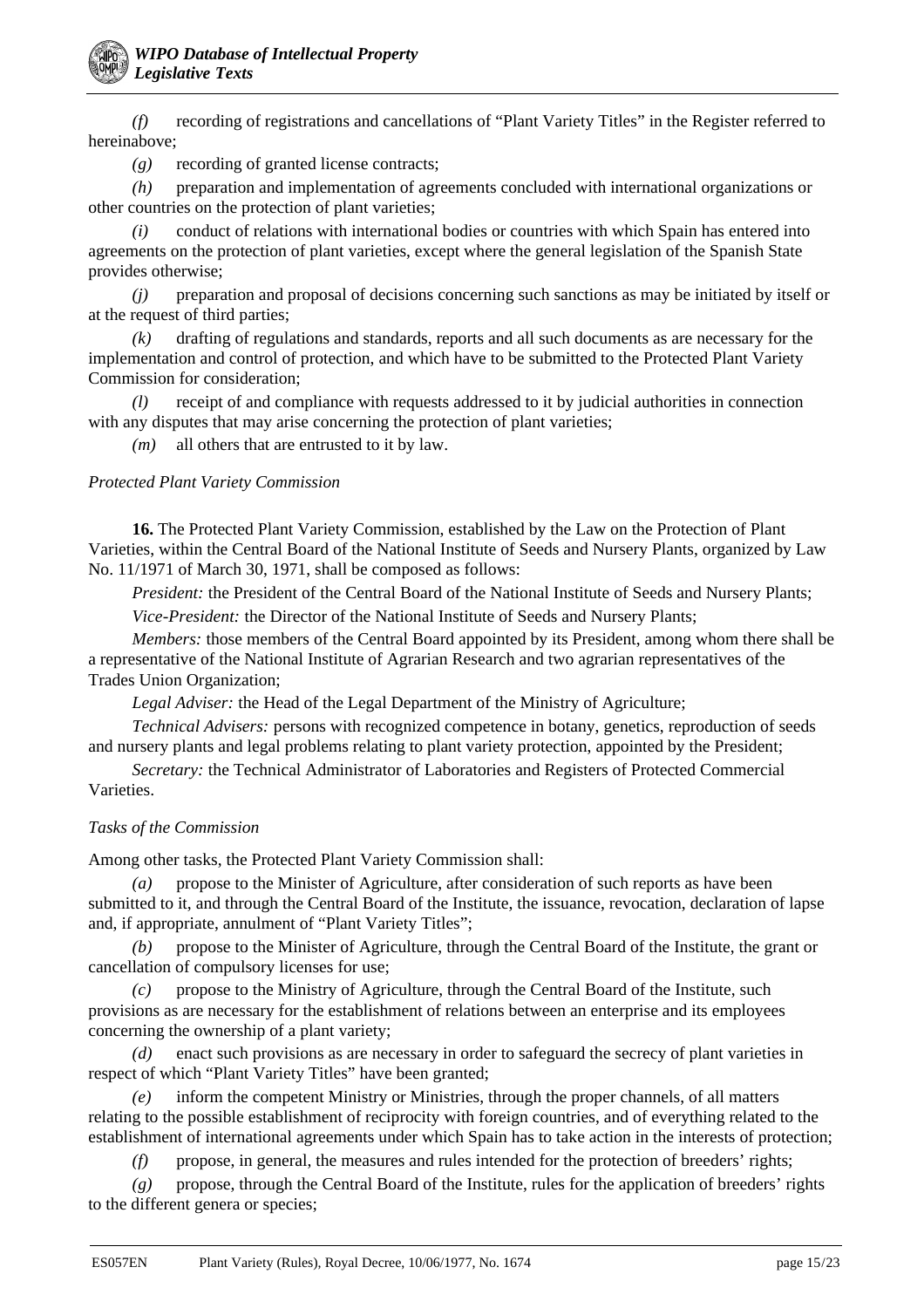*(f)* recording of registrations and cancellations of "Plant Variety Titles" in the Register referred to hereinabove;

*(g)* recording of granted license contracts;

*(h)* preparation and implementation of agreements concluded with international organizations or other countries on the protection of plant varieties;

*(i)* conduct of relations with international bodies or countries with which Spain has entered into agreements on the protection of plant varieties, except where the general legislation of the Spanish State provides otherwise;

*(j)* preparation and proposal of decisions concerning such sanctions as may be initiated by itself or at the request of third parties;

*(k)* drafting of regulations and standards, reports and all such documents as are necessary for the implementation and control of protection, and which have to be submitted to the Protected Plant Variety Commission for consideration;

*(l)* receipt of and compliance with requests addressed to it by judicial authorities in connection with any disputes that may arise concerning the protection of plant varieties;

*(m)* all others that are entrusted to it by law.

*Protected Plant Variety Commission*

**16.** The Protected Plant Variety Commission, established by the Law on the Protection of Plant Varieties, within the Central Board of the National Institute of Seeds and Nursery Plants, organized by Law No. 11/1971 of March 30, 1971, shall be composed as follows:

*President:* the President of the Central Board of the National Institute of Seeds and Nursery Plants;

*Vice-President:* the Director of the National Institute of Seeds and Nursery Plants;

*Members:* those members of the Central Board appointed by its President, among whom there shall be a representative of the National Institute of Agrarian Research and two agrarian representatives of the Trades Union Organization;

*Legal Adviser:* the Head of the Legal Department of the Ministry of Agriculture;

*Technical Advisers:* persons with recognized competence in botany, genetics, reproduction of seeds and nursery plants and legal problems relating to plant variety protection, appointed by the President;

*Secretary:* the Technical Administrator of Laboratories and Registers of Protected Commercial Varieties.

*Tasks of the Commission*

Among other tasks, the Protected Plant Variety Commission shall:

*(a)* propose to the Minister of Agriculture, after consideration of such reports as have been submitted to it, and through the Central Board of the Institute, the issuance, revocation, declaration of lapse and, if appropriate, annulment of "Plant Variety Titles";

*(b)* propose to the Minister of Agriculture, through the Central Board of the Institute, the grant or cancellation of compulsory licenses for use;

*(c)* propose to the Ministry of Agriculture, through the Central Board of the Institute, such provisions as are necessary for the establishment of relations between an enterprise and its employees concerning the ownership of a plant variety;

*(d)* enact such provisions as are necessary in order to safeguard the secrecy of plant varieties in respect of which "Plant Variety Titles" have been granted;

*(e)* inform the competent Ministry or Ministries, through the proper channels, of all matters relating to the possible establishment of reciprocity with foreign countries, and of everything related to the establishment of international agreements under which Spain has to take action in the interests of protection;

*(f)* propose, in general, the measures and rules intended for the protection of breeders' rights;

*(g)* propose, through the Central Board of the Institute, rules for the application of breeders' rights to the different genera or species;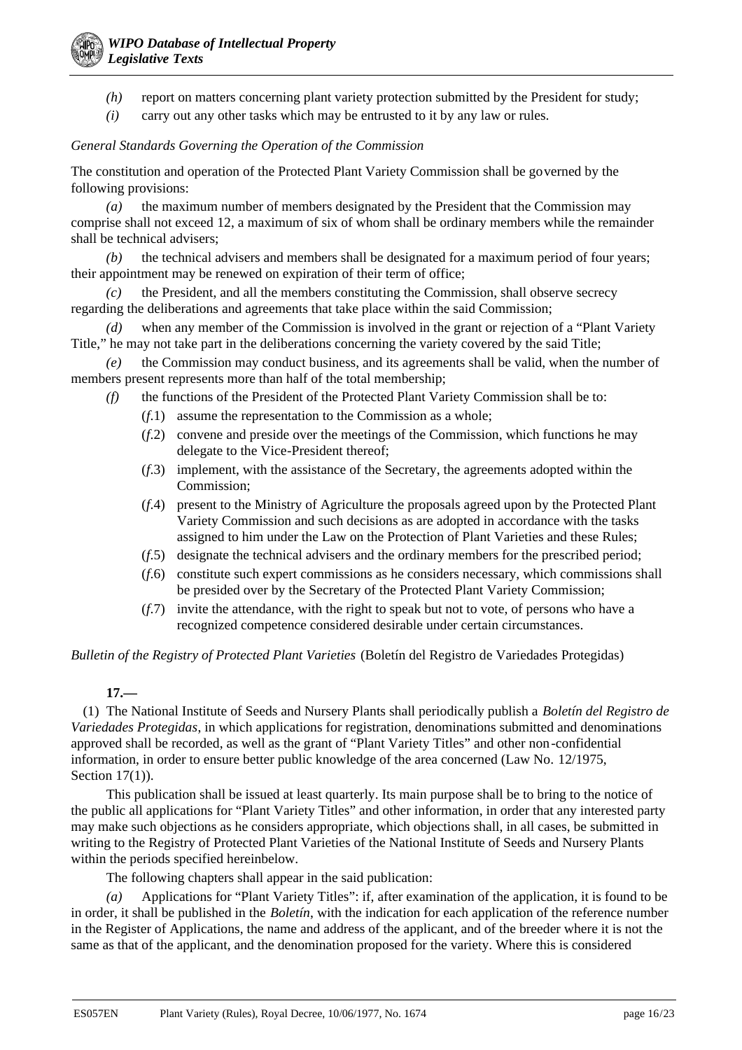*(h)* report on matters concerning plant variety protection submitted by the President for study;

*(i)* carry out any other tasks which may be entrusted to it by any law or rules.

*General Standards Governing the Operation of the Commission*

The constitution and operation of the Protected Plant Variety Commission shall be governed by the following provisions:

*(a)* the maximum number of members designated by the President that the Commission may comprise shall not exceed 12, a maximum of six of whom shall be ordinary members while the remainder shall be technical advisers;

*(b)* the technical advisers and members shall be designated for a maximum period of four years; their appointment may be renewed on expiration of their term of office;

*(c)* the President, and all the members constituting the Commission, shall observe secrecy regarding the deliberations and agreements that take place within the said Commission;

*(d)* when any member of the Commission is involved in the grant or rejection of a "Plant Variety Title," he may not take part in the deliberations concerning the variety covered by the said Title;

*(e)* the Commission may conduct business, and its agreements shall be valid, when the number of members present represents more than half of the total membership;

*(f)* the functions of the President of the Protected Plant Variety Commission shall be to:

- (*f*.1) assume the representation to the Commission as a whole;
- (*f*.2) convene and preside over the meetings of the Commission, which functions he may delegate to the Vice-President thereof;
- (*f*.3) implement, with the assistance of the Secretary, the agreements adopted within the Commission;
- (*f*.4) present to the Ministry of Agriculture the proposals agreed upon by the Protected Plant Variety Commission and such decisions as are adopted in accordance with the tasks assigned to him under the Law on the Protection of Plant Varieties and these Rules;
- (*f*.5) designate the technical advisers and the ordinary members for the prescribed period;
- (*f*.6) constitute such expert commissions as he considers necessary, which commissions shall be presided over by the Secretary of the Protected Plant Variety Commission;
- (*f*.7) invite the attendance, with the right to speak but not to vote, of persons who have a recognized competence considered desirable under certain circumstances.

*Bulletin of the Registry of Protected Plant Varieties* (Boletín del Registro de Variedades Protegidas)

**17.—**

(1) The National Institute of Seeds and Nursery Plants shall periodically publish a *Boletín del Registro de Variedades Protegidas*, in which applications for registration, denominations submitted and denominations approved shall be recorded, as well as the grant of "Plant Variety Titles" and other non-confidential information, in order to ensure better public knowledge of the area concerned (Law No. 12/1975, Section 17(1)).

This publication shall be issued at least quarterly. Its main purpose shall be to bring to the notice of the public all applications for "Plant Variety Titles" and other information, in order that any interested party may make such objections as he considers appropriate, which objections shall, in all cases, be submitted in writing to the Registry of Protected Plant Varieties of the National Institute of Seeds and Nursery Plants within the periods specified hereinbelow.

The following chapters shall appear in the said publication:

*(a)* Applications for "Plant Variety Titles": if, after examination of the application, it is found to be in order, it shall be published in the *Boletín*, with the indication for each application of the reference number in the Register of Applications, the name and address of the applicant, and of the breeder where it is not the same as that of the applicant, and the denomination proposed for the variety. Where this is considered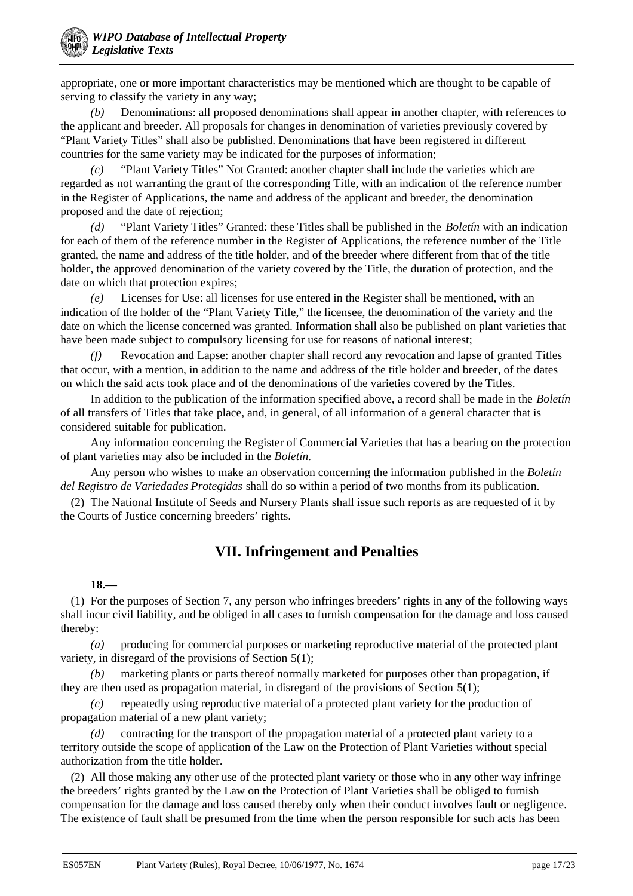appropriate, one or more important characteristics may be mentioned which are thought to be capable of serving to classify the variety in any way;

*(b)* Denominations: all proposed denominations shall appear in another chapter, with references to the applicant and breeder. All proposals for changes in denomination of varieties previously covered by "Plant Variety Titles" shall also be published. Denominations that have been registered in different countries for the same variety may be indicated for the purposes of information;

*(c)* "Plant Variety Titles" Not Granted: another chapter shall include the varieties which are regarded as not warranting the grant of the corresponding Title, with an indication of the reference number in the Register of Applications, the name and address of the applicant and breeder, the denomination proposed and the date of rejection;

*(d)* "Plant Variety Titles" Granted: these Titles shall be published in the *Boletín* with an indication for each of them of the reference number in the Register of Applications, the reference number of the Title granted, the name and address of the title holder, and of the breeder where different from that of the title holder, the approved denomination of the variety covered by the Title, the duration of protection, and the date on which that protection expires;

*(e)* Licenses for Use: all licenses for use entered in the Register shall be mentioned, with an indication of the holder of the "Plant Variety Title," the licensee, the denomination of the variety and the date on which the license concerned was granted. Information shall also be published on plant varieties that have been made subject to compulsory licensing for use for reasons of national interest;

*(f)* Revocation and Lapse: another chapter shall record any revocation and lapse of granted Titles that occur, with a mention, in addition to the name and address of the title holder and breeder, of the dates on which the said acts took place and of the denominations of the varieties covered by the Titles.

In addition to the publication of the information specified above, a record shall be made in the *Boletín* of all transfers of Titles that take place, and, in general, of all information of a general character that is considered suitable for publication.

Any information concerning the Register of Commercial Varieties that has a bearing on the protection of plant varieties may also be included in the *Boletín*.

Any person who wishes to make an observation concerning the information published in the *Boletín del Registro de Variedades Protegidas* shall do so within a period of two months from its publication.

(2) The National Institute of Seeds and Nursery Plants shall issue such reports as are requested of it by the Courts of Justice concerning breeders' rights.

## VII. Infringement and Penalties

**18.—**

(1) For the purposes of Section 7, any person who infringes breeders' rights in any of the following ways shall incur civil liability, and be obliged in all cases to furnish compensation for the damage and loss caused thereby:

*(a)* producing for commercial purposes or marketing reproductive material of the protected plant variety, in disregard of the provisions of Section 5(1);

*(b)* marketing plants or parts thereof normally marketed for purposes other than propagation, if they are then used as propagation material, in disregard of the provisions of Section 5(1);

*(c)* repeatedly using reproductive material of a protected plant variety for the production of propagation material of a new plant variety;

*(d)* contracting for the transport of the propagation material of a protected plant variety to a territory outside the scope of application of the Law on the Protection of Plant Varieties without special authorization from the title holder.

(2) All those making any other use of the protected plant variety or those who in any other way infringe the breeders' rights granted by the Law on the Protection of Plant Varieties shall be obliged to furnish compensation for the damage and loss caused thereby only when their conduct involves fault or negligence. The existence of fault shall be presumed from the time when the person responsible for such acts has been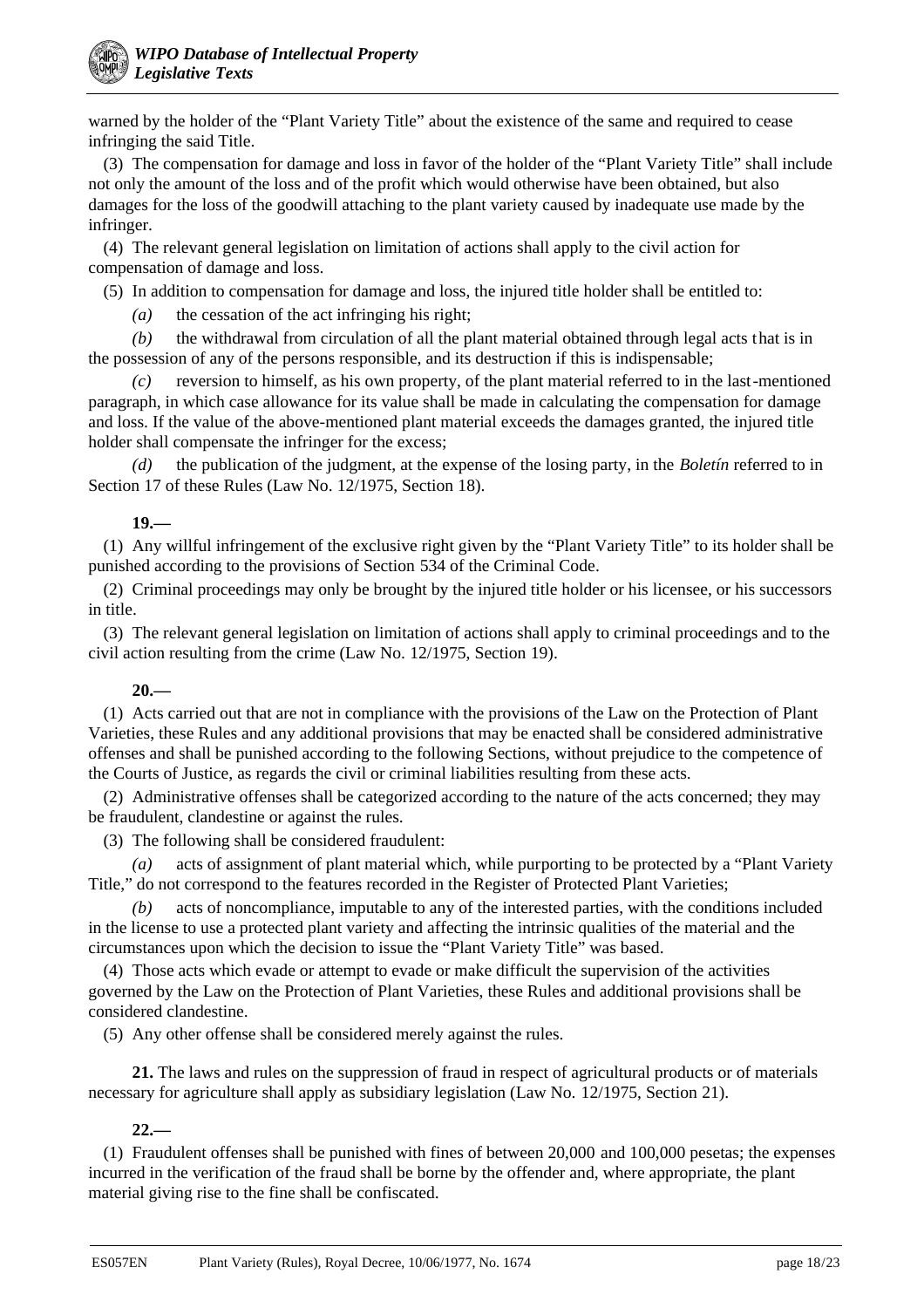warned by the holder of the "Plant Variety Title" about the existence of the same and required to cease infringing the said Title.

(3) The compensation for damage and loss in favor of the holder of the "Plant Variety Title" shall include not only the amount of the loss and of the profit which would otherwise have been obtained, but also damages for the loss of the goodwill attaching to the plant variety caused by inadequate use made by the infringer.

(4) The relevant general legislation on limitation of actions shall apply to the civil action for compensation of damage and loss.

(5) In addition to compensation for damage and loss, the injured title holder shall be entitled to:

*(a)* the cessation of the act infringing his right;

*(b)* the withdrawal from circulation of all the plant material obtained through legal acts that is in the possession of any of the persons responsible, and its destruction if this is indispensable;

*(c)* reversion to himself, as his own property, of the plant material referred to in the last-mentioned paragraph, in which case allowance for its value shall be made in calculating the compensation for damage and loss. If the value of the above-mentioned plant material exceeds the damages granted, the injured title holder shall compensate the infringer for the excess;

*(d)* the publication of the judgment, at the expense of the losing party, in the *Boletín* referred to in Section 17 of these Rules (Law No. 12/1975, Section 18).

**19.—**

(1) Any willful infringement of the exclusive right given by the "Plant Variety Title" to its holder shall be punished according to the provisions of Section 534 of the Criminal Code.

(2) Criminal proceedings may only be brought by the injured title holder or his licensee, or his successors in title.

(3) The relevant general legislation on limitation of actions shall apply to criminal proceedings and to the civil action resulting from the crime (Law No. 12/1975, Section 19).

**20.—**

(1) Acts carried out that are not in compliance with the provisions of the Law on the Protection of Plant Varieties, these Rules and any additional provisions that may be enacted shall be considered administrative offenses and shall be punished according to the following Sections, without prejudice to the competence of the Courts of Justice, as regards the civil or criminal liabilities resulting from these acts.

(2) Administrative offenses shall be categorized according to the nature of the acts concerned; they may be fraudulent, clandestine or against the rules.

(3) The following shall be considered fraudulent:

*(a)* acts of assignment of plant material which, while purporting to be protected by a "Plant Variety Title," do not correspond to the features recorded in the Register of Protected Plant Varieties;

*(b)* acts of noncompliance, imputable to any of the interested parties, with the conditions included in the license to use a protected plant variety and affecting the intrinsic qualities of the material and the circumstances upon which the decision to issue the "Plant Variety Title" was based.

(4) Those acts which evade or attempt to evade or make difficult the supervision of the activities governed by the Law on the Protection of Plant Varieties, these Rules and additional provisions shall be considered clandestine.

(5) Any other offense shall be considered merely against the rules.

**21.** The laws and rules on the suppression of fraud in respect of agricultural products or of materials necessary for agriculture shall apply as subsidiary legislation (Law No. 12/1975, Section 21).

**22.—**

(1) Fraudulent offenses shall be punished with fines of between 20,000 and 100,000 pesetas; the expenses incurred in the verification of the fraud shall be borne by the offender and, where appropriate, the plant material giving rise to the fine shall be confiscated.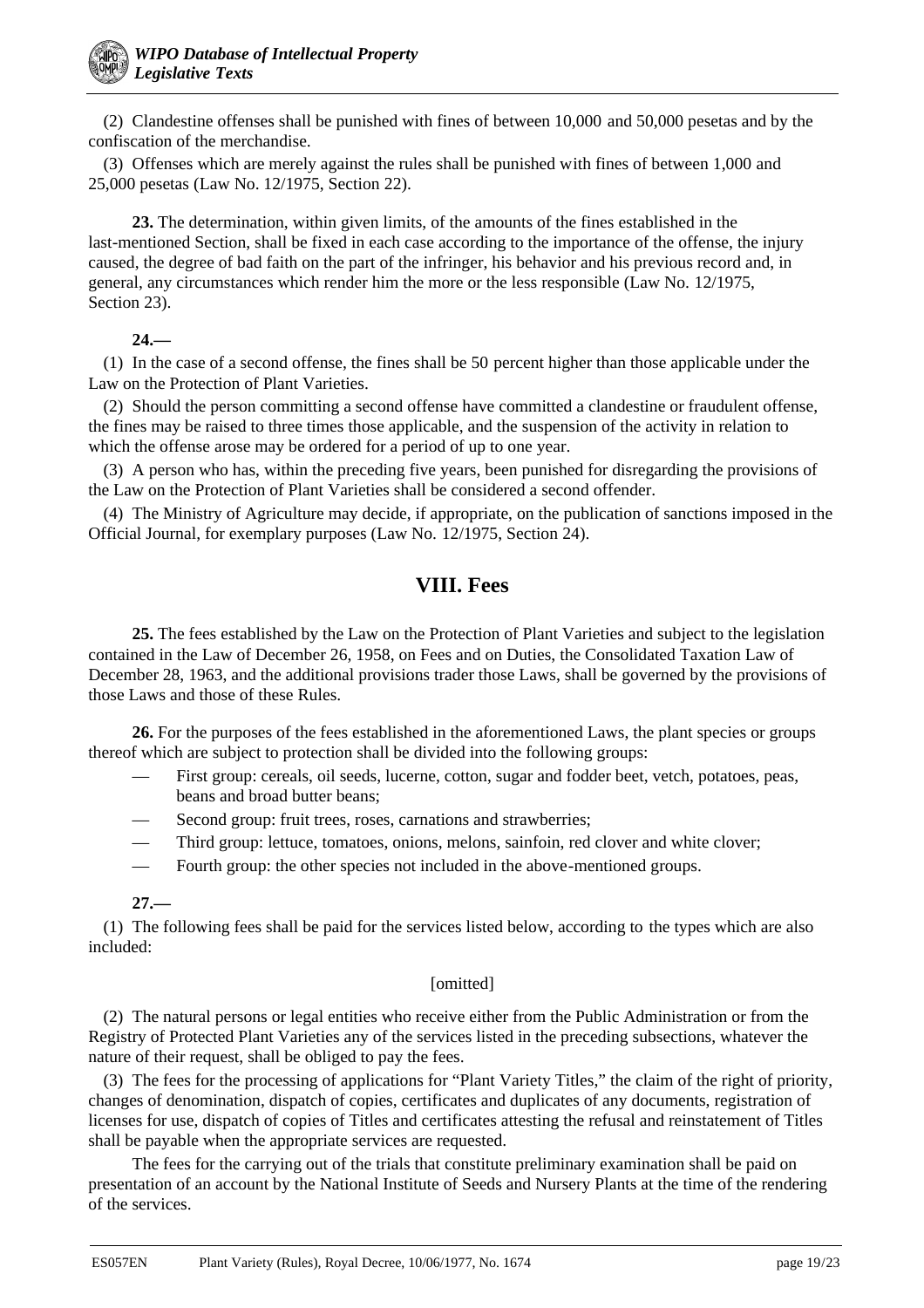(2) Clandestine offenses shall be punished with fines of between 10,000 and 50,000 pesetas and by the confiscation of the merchandise.

(3) Offenses which are merely against the rules shall be punished with fines of between 1,000 and 25,000 pesetas (Law No. 12/1975, Section 22).

**23.** The determination, within given limits, of the amounts of the fines established in the last-mentioned Section, shall be fixed in each case according to the importance of the offense, the injury caused, the degree of bad faith on the part of the infringer, his behavior and his previous record and, in general, any circumstances which render him the more or the less responsible (Law No. 12/1975, Section 23).

**24.—**

(1) In the case of a second offense, the fines shall be 50 percent higher than those applicable under the Law on the Protection of Plant Varieties.

(2) Should the person committing a second offense have committed a clandestine or fraudulent offense, the fines may be raised to three times those applicable, and the suspension of the activity in relation to which the offense arose may be ordered for a period of up to one year.

(3) A person who has, within the preceding five years, been punished for disregarding the provisions of the Law on the Protection of Plant Varieties shall be considered a second offender.

(4) The Ministry of Agriculture may decide, if appropriate, on the publication of sanctions imposed in the Official Journal, for exemplary purposes (Law No. 12/1975, Section 24).

## VIII. Fees

**25.** The fees established by the Law on the Protection of Plant Varieties and subject to the legislation contained in the Law of December 26, 1958, on Fees and on Duties, the Consolidated Taxation Law of December 28, 1963, and the additional provisions trader those Laws, shall be governed by the provisions of those Laws and those of these Rules.

**26.** For the purposes of the fees established in the aforementioned Laws, the plant species or groups thereof which are subject to protection shall be divided into the following groups:

- First group: cereals, oil seeds, lucerne, cotton, sugar and fodder beet, vetch, potatoes, peas, beans and broad butter beans;
- Second group: fruit trees, roses, carnations and strawberries;
- Third group: lettuce, tomatoes, onions, melons, sainfoin, red clover and white clover;
- Fourth group: the other species not included in the above-mentioned groups.

**27.—**

(1) The following fees shall be paid for the services listed below, according to the types which are also included:

[omitted]

(2) The natural persons or legal entities who receive either from the Public Administration or from the Registry of Protected Plant Varieties any of the services listed in the preceding subsections, whatever the nature of their request, shall be obliged to pay the fees.

(3) The fees for the processing of applications for "Plant Variety Titles," the claim of the right of priority, changes of denomination, dispatch of copies, certificates and duplicates of any documents, registration of licenses for use, dispatch of copies of Titles and certificates attesting the refusal and reinstatement of Titles shall be payable when the appropriate services are requested.

The fees for the carrying out of the trials that constitute preliminary examination shall be paid on presentation of an account by the National Institute of Seeds and Nursery Plants at the time of the rendering of the services.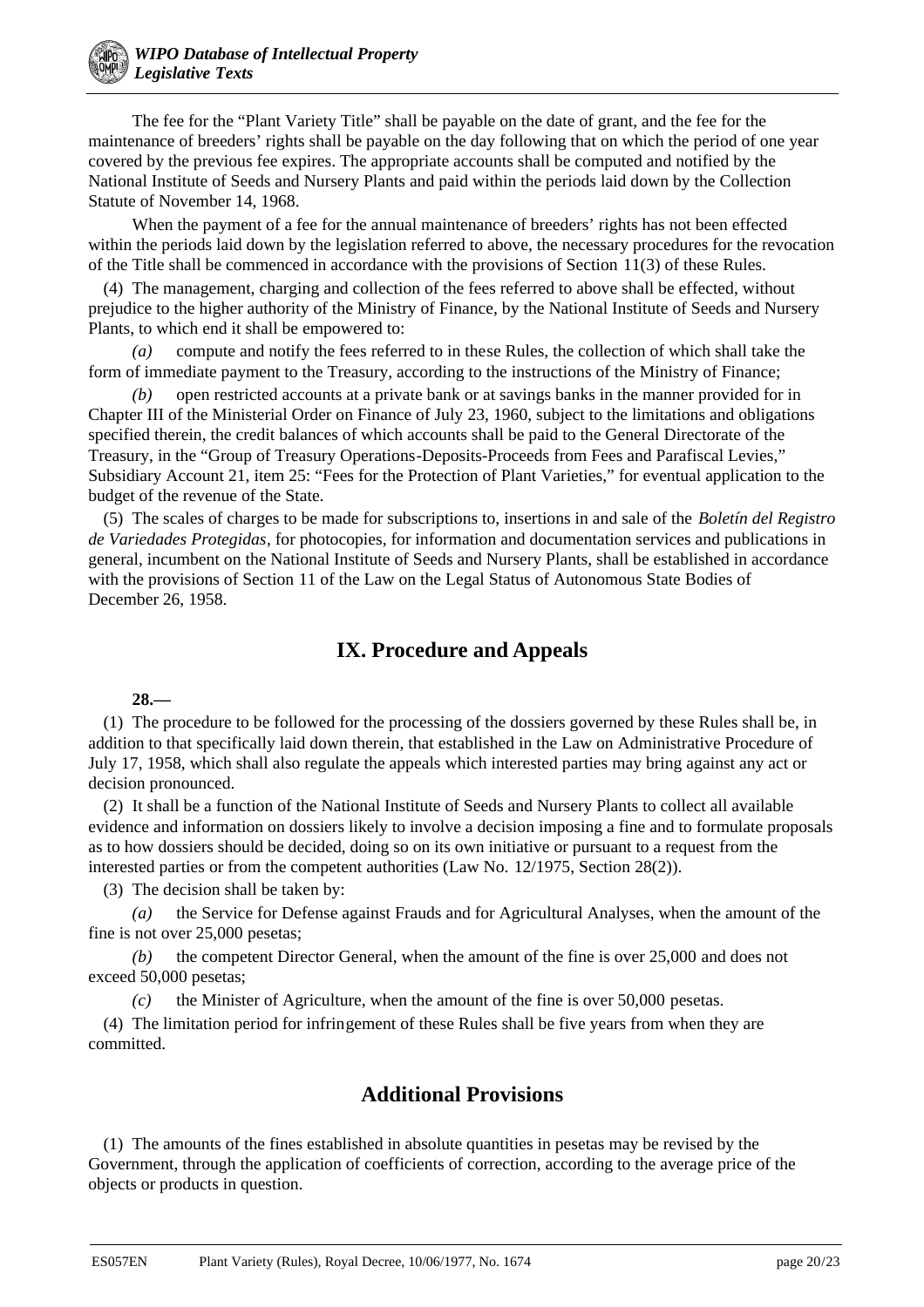The fee for the "Plant Variety Title" shall be payable on the date of grant, and the fee for the maintenance of breeders' rights shall be payable on the day following that on which the period of one year covered by the previous fee expires. The appropriate accounts shall be computed and notified by the National Institute of Seeds and Nursery Plants and paid within the periods laid down by the Collection Statute of November 14, 1968.

When the payment of a fee for the annual maintenance of breeders' rights has not been effected within the periods laid down by the legislation referred to above, the necessary procedures for the revocation of the Title shall be commenced in accordance with the provisions of Section 11(3) of these Rules.

(4) The management, charging and collection of the fees referred to above shall be effected, without prejudice to the higher authority of the Ministry of Finance, by the National Institute of Seeds and Nursery Plants, to which end it shall be empowered to:

*(a)* compute and notify the fees referred to in these Rules, the collection of which shall take the form of immediate payment to the Treasury, according to the instructions of the Ministry of Finance;

*(b)* open restricted accounts at a private bank or at savings banks in the manner provided for in Chapter III of the Ministerial Order on Finance of July 23, 1960, subject to the limitations and obligations specified therein, the credit balances of which accounts shall be paid to the General Directorate of the Treasury, in the "Group of Treasury Operations-Deposits-Proceeds from Fees and Parafiscal Levies," Subsidiary Account 21, item 25: "Fees for the Protection of Plant Varieties," for eventual application to the budget of the revenue of the State.

(5) The scales of charges to be made for subscriptions to, insertions in and sale of the *Boletín del Registro de Variedades Protegidas*, for photocopies, for information and documentation services and publications in general, incumbent on the National Institute of Seeds and Nursery Plants, shall be established in accordance with the provisions of Section 11 of the Law on the Legal Status of Autonomous State Bodies of December 26, 1958.

## IX. Procedure and Appeals

**28.—**

(1) The procedure to be followed for the processing of the dossiers governed by these Rules shall be, in addition to that specifically laid down therein, that established in the Law on Administrative Procedure of July 17, 1958, which shall also regulate the appeals which interested parties may bring against any act or decision pronounced.

(2) It shall be a function of the National Institute of Seeds and Nursery Plants to collect all available evidence and information on dossiers likely to involve a decision imposing a fine and to formulate proposals as to how dossiers should be decided, doing so on its own initiative or pursuant to a request from the interested parties or from the competent authorities (Law No. 12/1975, Section 28(2)).

(3) The decision shall be taken by:

*(a)* the Service for Defense against Frauds and for Agricultural Analyses, when the amount of the fine is not over 25,000 pesetas;

*(b)* the competent Director General, when the amount of the fine is over 25,000 and does not exceed 50,000 pesetas;

*(c)* the Minister of Agriculture, when the amount of the fine is over 50,000 pesetas.

(4) The limitation period for infringement of these Rules shall be five years from when they are committed.

## Additional Provisions

(1) The amounts of the fines established in absolute quantities in pesetas may be revised by the Government, through the application of coefficients of correction, according to the average price of the objects or products in question.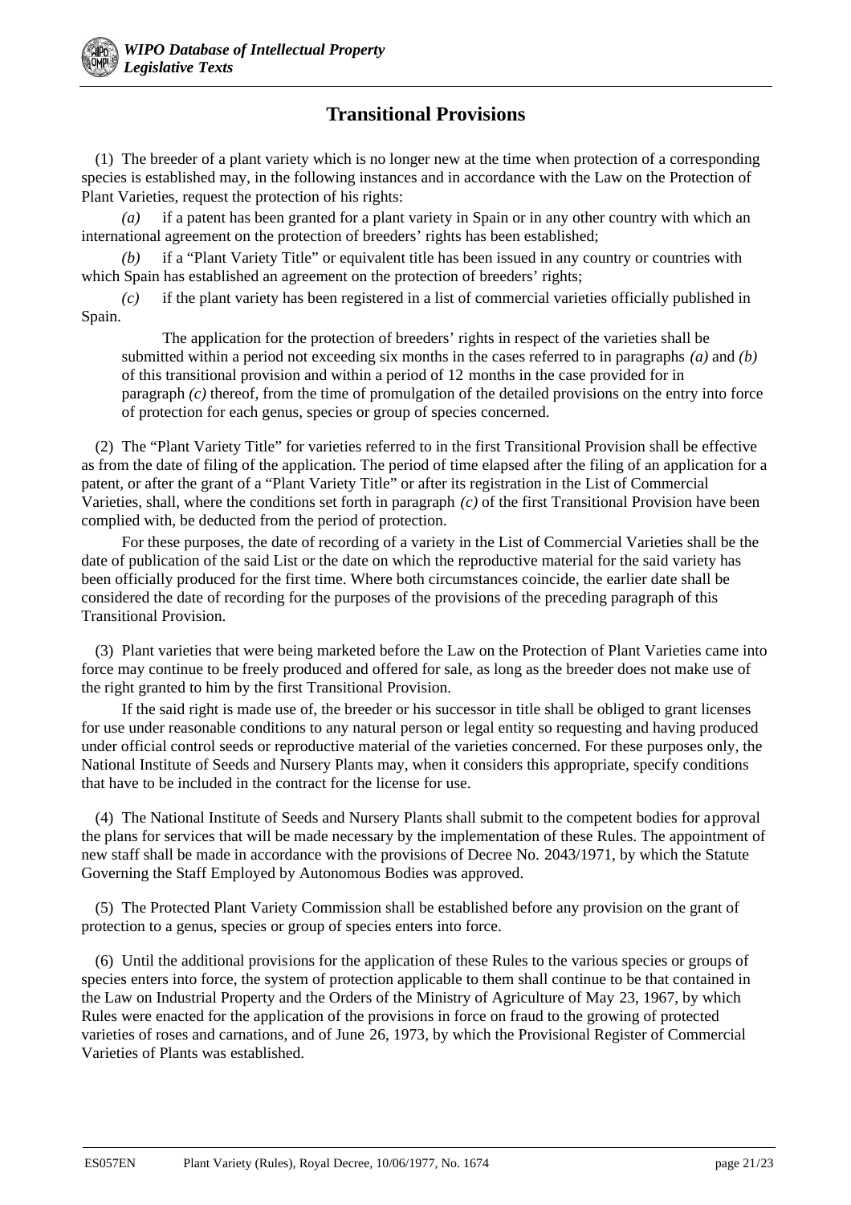## Transitional Provisions

(1) The breeder of a plant variety which is no longer new at the time when protection of a corresponding species is established may, in the following instances and in accordance with the Law on the Protection of Plant Varieties, request the protection of his rights:

*(a)* if a patent has been granted for a plant variety in Spain or in any other country with which an international agreement on the protection of breeders' rights has been established;

*(b)* if a "Plant Variety Title" or equivalent title has been issued in any country or countries with which Spain has established an agreement on the protection of breeders' rights;

*(c)* if the plant variety has been registered in a list of commercial varieties officially published in Spain.

The application for the protection of breeders' rights in respect of the varieties shall be submitted within a period not exceeding six months in the cases referred to in paragraphs *(a)* and *(b)* of this transitional provision and within a period of 12 months in the case provided for in paragraph *(c)* thereof, from the time of promulgation of the detailed provisions on the entry into force of protection for each genus, species or group of species concerned.

(2) The "Plant Variety Title" for varieties referred to in the first Transitional Provision shall be effective as from the date of filing of the application. The period of time elapsed after the filing of an application for a patent, or after the grant of a "Plant Variety Title" or after its registration in the List of Commercial Varieties, shall, where the conditions set forth in paragraph *(c)* of the first Transitional Provision have been complied with, be deducted from the period of protection.

For these purposes, the date of recording of a variety in the List of Commercial Varieties shall be the date of publication of the said List or the date on which the reproductive material for the said variety has been officially produced for the first time. Where both circumstances coincide, the earlier date shall be considered the date of recording for the purposes of the provisions of the preceding paragraph of this Transitional Provision.

(3) Plant varieties that were being marketed before the Law on the Protection of Plant Varieties came into force may continue to be freely produced and offered for sale, as long as the breeder does not make use of the right granted to him by the first Transitional Provision.

If the said right is made use of, the breeder or his successor in title shall be obliged to grant licenses for use under reasonable conditions to any natural person or legal entity so requesting and having produced under official control seeds or reproductive material of the varieties concerned. For these purposes only, the National Institute of Seeds and Nursery Plants may, when it considers this appropriate, specify conditions that have to be included in the contract for the license for use.

(4) The National Institute of Seeds and Nursery Plants shall submit to the competent bodies for approval the plans for services that will be made necessary by the implementation of these Rules. The appointment of new staff shall be made in accordance with the provisions of Decree No. 2043/1971, by which the Statute Governing the Staff Employed by Autonomous Bodies was approved.

(5) The Protected Plant Variety Commission shall be established before any provision on the grant of protection to a genus, species or group of species enters into force.

(6) Until the additional provisions for the application of these Rules to the various species or groups of species enters into force, the system of protection applicable to them shall continue to be that contained in the Law on Industrial Property and the Orders of the Ministry of Agriculture of May 23, 1967, by which Rules were enacted for the application of the provisions in force on fraud to the growing of protected varieties of roses and carnations, and of June 26, 1973, by which the Provisional Register of Commercial Varieties of Plants was established.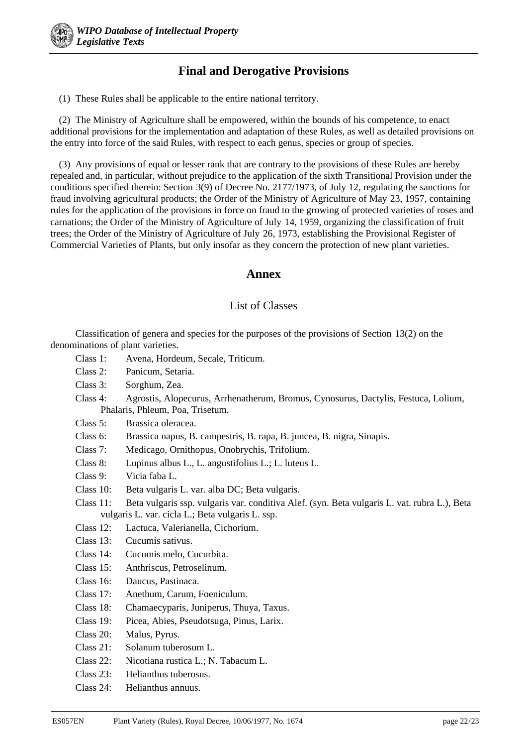## Final and Derogative Provisions

(1) These Rules shall be applicable to the entire national territory.

(2) The Ministry of Agriculture shall be empowered, within the bounds of his competence, to enact additional provisions for the implementation and adaptation of these Rules, as well as detailed provisions on the entry into force of the said Rules, with respect to each genus, species or group of species.

(3) Any provisions of equal or lesser rank that are contrary to the provisions of these Rules are hereby repealed and, in particular, without prejudice to the application of the sixth Transitional Provision under the conditions specified therein: Section 3(9) of Decree No. 2177/1973, of July 12, regulating the sanctions for fraud involving agricultural products; the Order of the Ministry of Agriculture of May 23, 1957, containing rules for the application of the provisions in force on fraud to the growing of protected varieties of roses and carnations; the Order of the Ministry of Agriculture of July 14, 1959, organizing the classification of fruit trees; the Order of the Ministry of Agriculture of July 26, 1973, establishing the Provisional Register of Commercial Varieties of Plants, but only insofar as they concern the protection of new plant varieties.

## Annex

### List of Classes

Classification of genera and species for the purposes of the provisions of Section 13(2) on the denominations of plant varieties.

- Class 1: Avena, Hordeum, Secale, Triticum.
- Class 2: Panicum, Setaria.
- Class 3: Sorghum, Zea.
- Class 4: Agrostis, Alopecurus, Arrhenatherum, Bromus, Cynosurus, Dactylis, Festuca, Lolium, Phalaris, Phleum, Poa, Trisetum.
- Class 5: Brassica oleracea.
- Class 6: Brassica napus, B. campestris, B. rapa, B. juncea, B. nigra, Sinapis.
- Class 7: Medicago, Ornithopus, Onobrychis, Trifolium.
- Class 8: Lupinus albus L., L. angustifolius L.; L. luteus L.
- Class 9: Vicia faba L.
- Class 10: Beta vulgaris L. var. alba DC; Beta vulgaris.
- Class 11: Beta vulgaris ssp. vulgaris var. conditiva Alef. (syn. Beta vulgaris L. vat. rubra L.), Beta vulgaris L. var. cicla L.; Beta vulgaris L. ssp.
- Class 12: Lactuca, Valerianella, Cichorium.
- Class 13: Cucumis sativus.
- Class 14: Cucumis melo, Cucurbita.
- Class 15: Anthriscus, Petroselinum.
- Class 16: Daucus, Pastinaca.
- Class 17: Anethum, Carum, Foeniculum.
- Class 18: Chamaecyparis, Juniperus, Thuya, Taxus.
- Class 19: Picea, Abies, Pseudotsuga, Pinus, Larix.
- Class 20: Malus, Pyrus.
- Class 21: Solanum tuberosum L.
- Class 22: Nicotiana rustica L.; N. Tabacum L.
- Class 23: Helianthus tuberosus.
- Class 24: Helianthus annuus.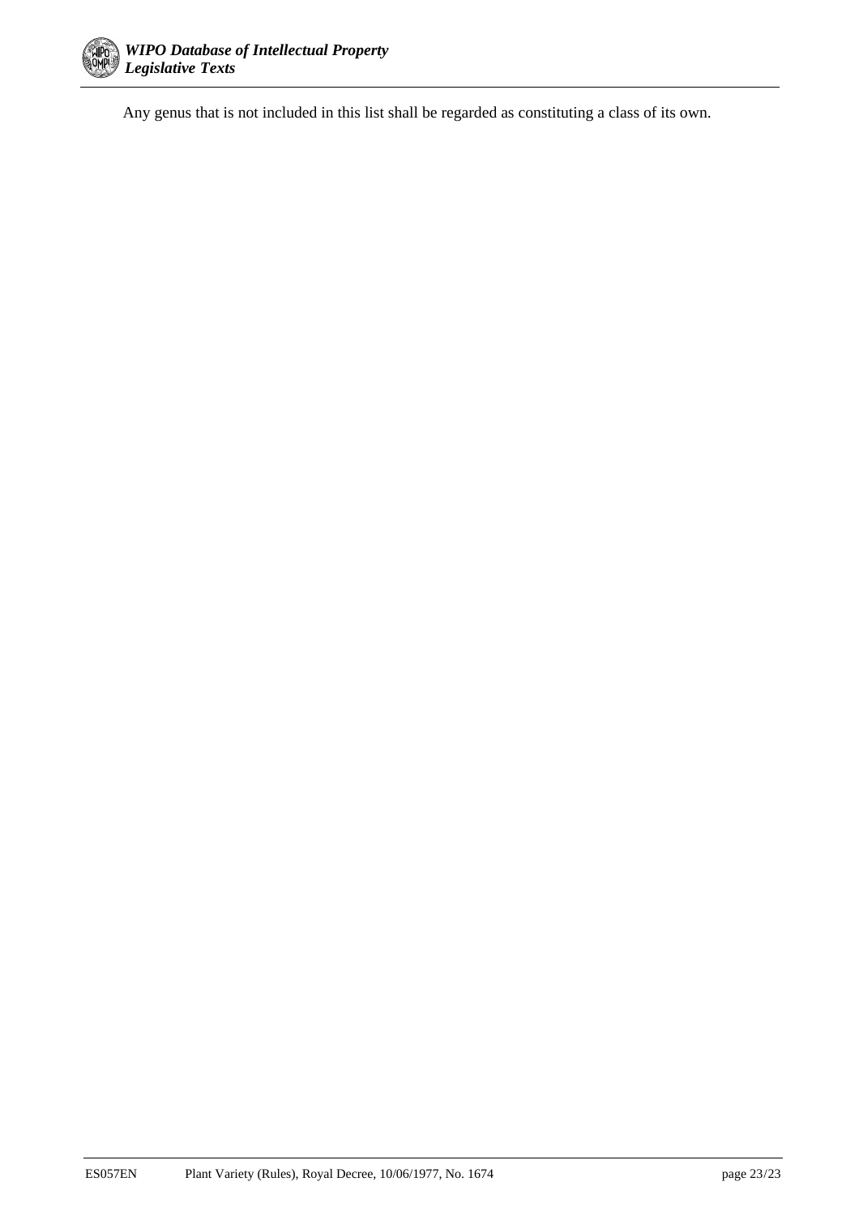Any genus that is not included in this list shall be regarded as constituting a class of its own.